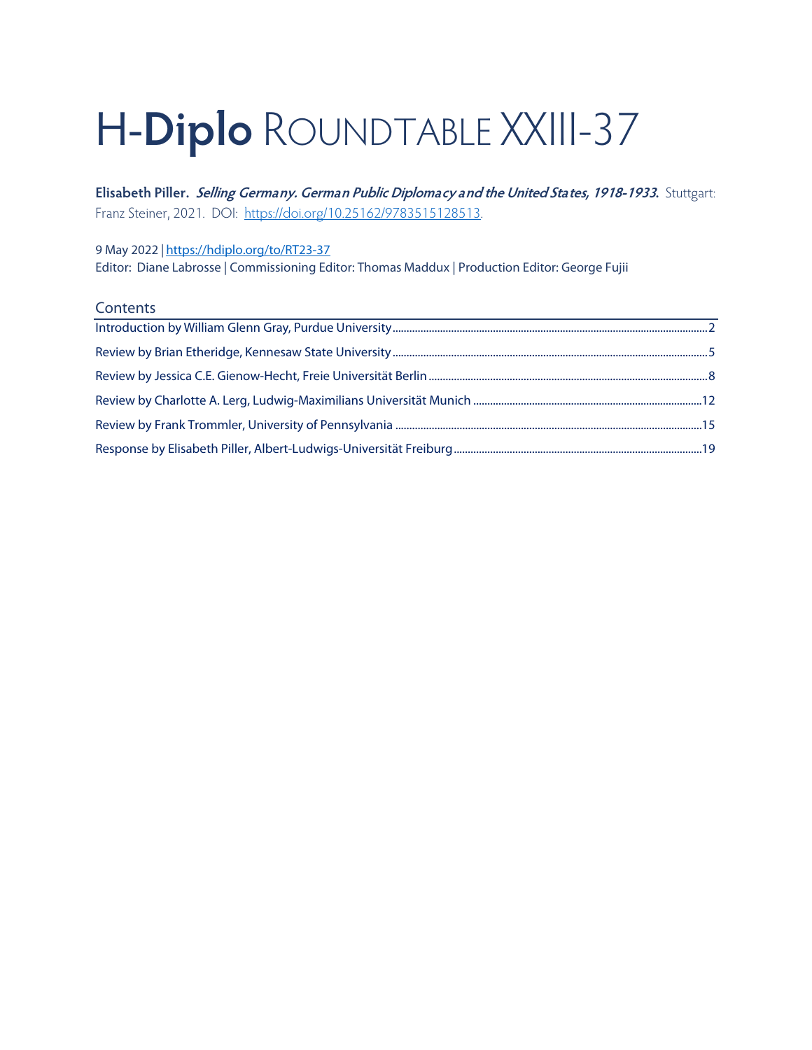# H-**Diplo** ROUNDTABLE XXIII-37

**Elisabeth Piller.** ***Selling Germany. German Public Diplomacy and the United States, 1918-1933.*** Stuttgart: Franz Steiner, 2021. DOI: https://doi.org/10.25162/9783515128513.

9 May 2022 | https://hdiplo.org/to/RT23-37

Editor: Diane Labrosse | Commissioning Editor: Thomas Maddux | Production Editor: George Fujii

## Contents

- Introduction by William Glenn Gray, Purdue University .......... 2
- Review by Brian Etheridge, Kennesaw State University .......... 5
- Review by Jessica C.E. Gienow-Hecht, Freie Universität Berlin .......... 8
- Review by Charlotte A. Lerg, Ludwig-Maximilians Universität Munich .......... 12
- Review by Frank Trommler, University of Pennsylvania .......... 15
- Response by Elisabeth Piller, Albert-Ludwigs-Universität Freiburg .......... 19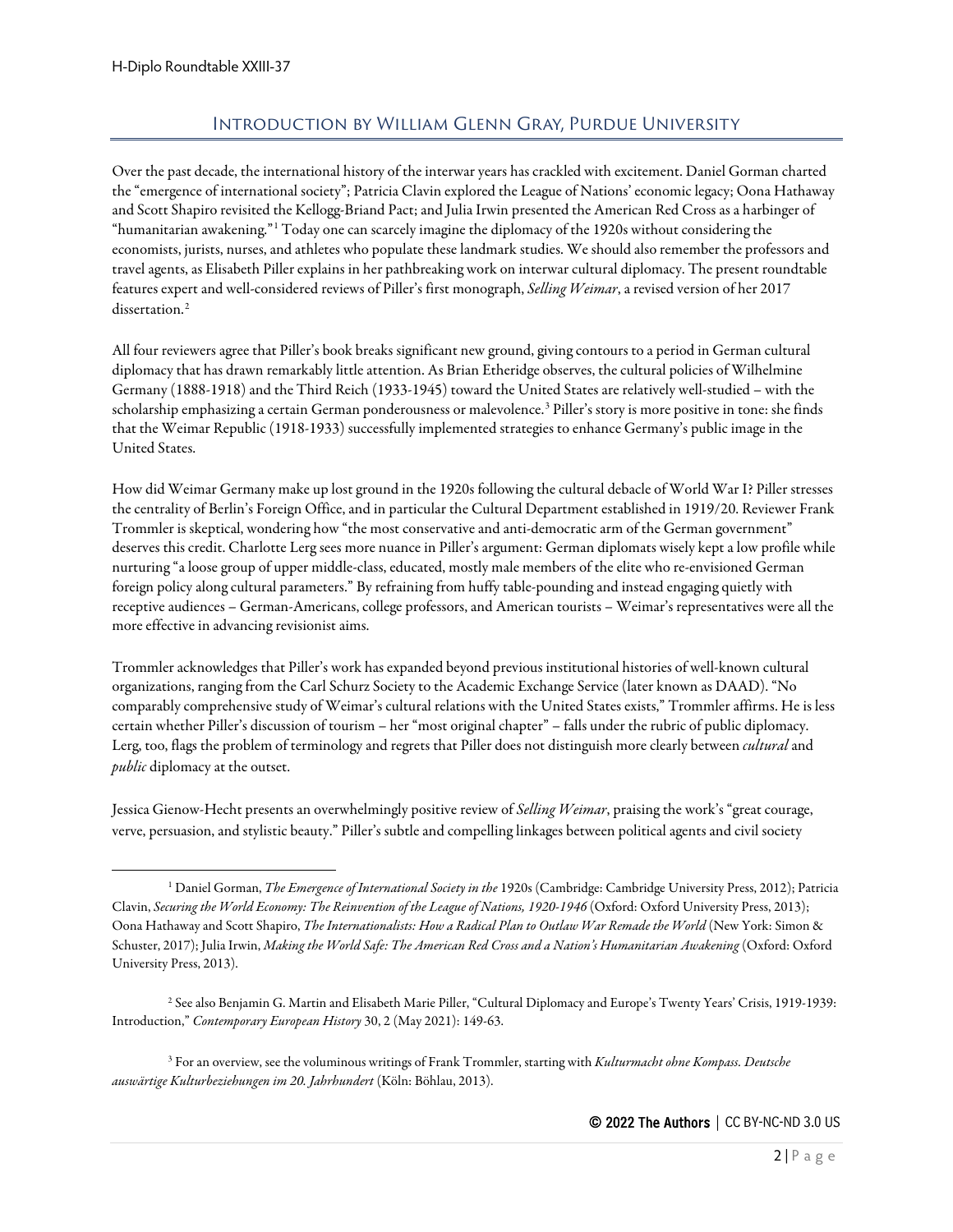## Introduction by William Glenn Gray, Purdue University

Over the past decade, the international history of the interwar years has crackled with excitement. Daniel Gorman charted the "emergence of international society"; Patricia Clavin explored the League of Nations' economic legacy; Oona Hathaway and Scott Shapiro revisited the Kellogg-Briand Pact; and Julia Irwin presented the American Red Cross as a harbinger of "humanitarian awakening."[1] Today one can scarcely imagine the diplomacy of the 1920s without considering the economists, jurists, nurses, and athletes who populate these landmark studies. We should also remember the professors and travel agents, as Elisabeth Piller explains in her pathbreaking work on interwar cultural diplomacy. The present roundtable features expert and well-considered reviews of Piller's first monograph, *Selling Weimar*, a revised version of her 2017 dissertation.[2]

All four reviewers agree that Piller's book breaks significant new ground, giving contours to a period in German cultural diplomacy that has drawn remarkably little attention. As Brian Etheridge observes, the cultural policies of Wilhelmine Germany (1888-1918) and the Third Reich (1933-1945) toward the United States are relatively well-studied – with the scholarship emphasizing a certain German ponderousness or malevolence.[3] Piller's story is more positive in tone: she finds that the Weimar Republic (1918-1933) successfully implemented strategies to enhance Germany's public image in the United States.

How did Weimar Germany make up lost ground in the 1920s following the cultural debacle of World War I? Piller stresses the centrality of Berlin's Foreign Office, and in particular the Cultural Department established in 1919/20. Reviewer Frank Trommler is skeptical, wondering how "the most conservative and anti-democratic arm of the German government" deserves this credit. Charlotte Lerg sees more nuance in Piller's argument: German diplomats wisely kept a low profile while nurturing "a loose group of upper middle-class, educated, mostly male members of the elite who re-envisioned German foreign policy along cultural parameters." By refraining from huffy table-pounding and instead engaging quietly with receptive audiences – German-Americans, college professors, and American tourists – Weimar's representatives were all the more effective in advancing revisionist aims.

Trommler acknowledges that Piller's work has expanded beyond previous institutional histories of well-known cultural organizations, ranging from the Carl Schurz Society to the Academic Exchange Service (later known as DAAD). "No comparably comprehensive study of Weimar's cultural relations with the United States exists," Trommler affirms. He is less certain whether Piller's discussion of tourism – her "most original chapter" – falls under the rubric of public diplomacy. Lerg, too, flags the problem of terminology and regrets that Piller does not distinguish more clearly between *cultural* and *public* diplomacy at the outset.

Jessica Gienow-Hecht presents an overwhelmingly positive review of *Selling Weimar*, praising the work's "great courage, verve, persuasion, and stylistic beauty." Piller's subtle and compelling linkages between political agents and civil society

---

[1] Daniel Gorman, *The Emergence of International Society in the* 1920s (Cambridge: Cambridge University Press, 2012); Patricia Clavin, *Securing the World Economy: The Reinvention of the League of Nations, 1920-1946* (Oxford: Oxford University Press, 2013); Oona Hathaway and Scott Shapiro, *The Internationalists: How a Radical Plan to Outlaw War Remade the World* (New York: Simon & Schuster, 2017); Julia Irwin, *Making the World Safe: The American Red Cross and a Nation's Humanitarian Awakening* (Oxford: Oxford University Press, 2013).

[2] See also Benjamin G. Martin and Elisabeth Marie Piller, "Cultural Diplomacy and Europe's Twenty Years' Crisis, 1919-1939: Introduction," *Contemporary European History* 30, 2 (May 2021): 149-63.

[3] For an overview, see the voluminous writings of Frank Trommler, starting with *Kulturmacht ohne Kompass. Deutsche auswärtige Kulturbeziehungen im 20. Jahrhundert* (Köln: Böhlau, 2013).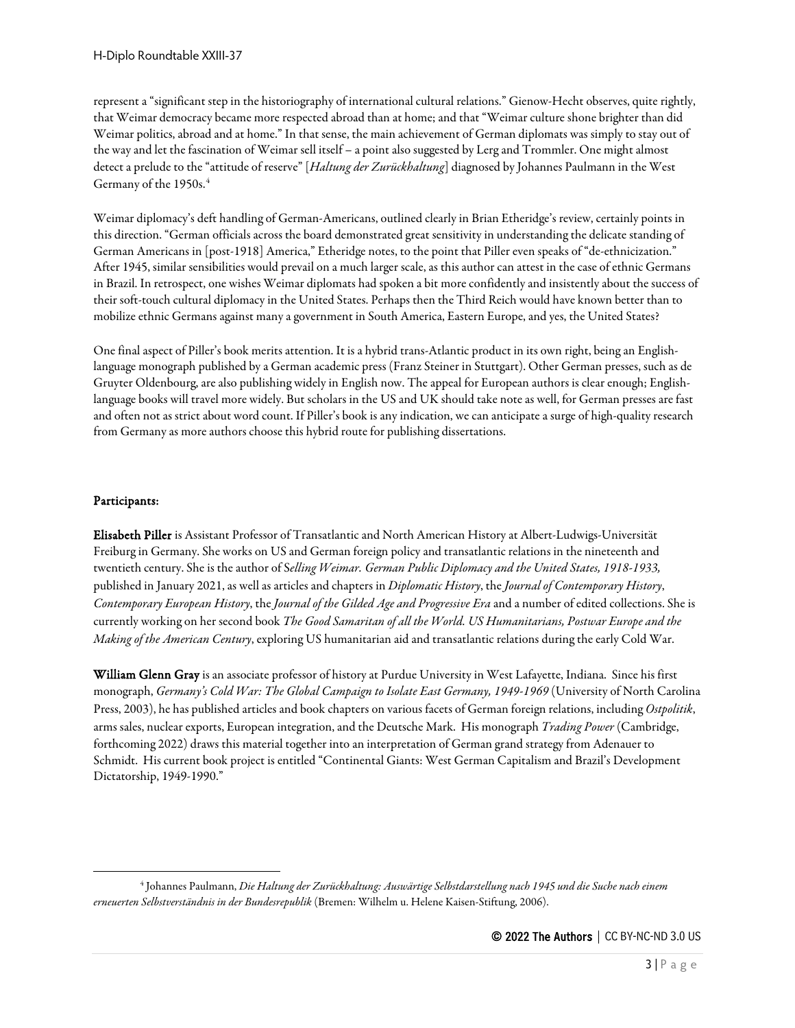represent a "significant step in the historiography of international cultural relations." Gienow-Hecht observes, quite rightly, that Weimar democracy became more respected abroad than at home; and that "Weimar culture shone brighter than did Weimar politics, abroad and at home." In that sense, the main achievement of German diplomats was simply to stay out of the way and let the fascination of Weimar sell itself – a point also suggested by Lerg and Trommler. One might almost detect a prelude to the "attitude of reserve" [*Haltung der Zurückhaltung*] diagnosed by Johannes Paulmann in the West Germany of the 1950s.[4]

Weimar diplomacy's deft handling of German-Americans, outlined clearly in Brian Etheridge's review, certainly points in this direction. "German officials across the board demonstrated great sensitivity in understanding the delicate standing of German Americans in [post-1918] America," Etheridge notes, to the point that Piller even speaks of "de-ethnicization." After 1945, similar sensibilities would prevail on a much larger scale, as this author can attest in the case of ethnic Germans in Brazil. In retrospect, one wishes Weimar diplomats had spoken a bit more confidently and insistently about the success of their soft-touch cultural diplomacy in the United States. Perhaps then the Third Reich would have known better than to mobilize ethnic Germans against many a government in South America, Eastern Europe, and yes, the United States?

One final aspect of Piller's book merits attention. It is a hybrid trans-Atlantic product in its own right, being an English-language monograph published by a German academic press (Franz Steiner in Stuttgart). Other German presses, such as de Gruyter Oldenbourg, are also publishing widely in English now. The appeal for European authors is clear enough; English-language books will travel more widely. But scholars in the US and UK should take note as well, for German presses are fast and often not as strict about word count. If Piller's book is any indication, we can anticipate a surge of high-quality research from Germany as more authors choose this hybrid route for publishing dissertations.

## Participants:

**Elisabeth Piller** is Assistant Professor of Transatlantic and North American History at Albert-Ludwigs-Universität Freiburg in Germany. She works on US and German foreign policy and transatlantic relations in the nineteenth and twentieth century. She is the author of *Selling Weimar. German Public Diplomacy and the United States, 1918-1933,* published in January 2021, as well as articles and chapters in *Diplomatic History*, the *Journal of Contemporary History*, *Contemporary European History*, the *Journal of the Gilded Age and Progressive Era* and a number of edited collections. She is currently working on her second book *The Good Samaritan of all the World. US Humanitarians, Postwar Europe and the Making of the American Century*, exploring US humanitarian aid and transatlantic relations during the early Cold War.

**William Glenn Gray** is an associate professor of history at Purdue University in West Lafayette, Indiana. Since his first monograph, *Germany's Cold War: The Global Campaign to Isolate East Germany, 1949-1969* (University of North Carolina Press, 2003), he has published articles and book chapters on various facets of German foreign relations, including *Ostpolitik*, arms sales, nuclear exports, European integration, and the Deutsche Mark. His monograph *Trading Power* (Cambridge, forthcoming 2022) draws this material together into an interpretation of German grand strategy from Adenauer to Schmidt. His current book project is entitled "Continental Giants: West German Capitalism and Brazil's Development Dictatorship, 1949-1990."

---

[4] Johannes Paulmann, *Die Haltung der Zurückhaltung: Auswärtige Selbstdarstellung nach 1945 und die Suche nach einem erneuerten Selbstverständnis in der Bundesrepublik* (Bremen: Wilhelm u. Helene Kaisen-Stiftung, 2006).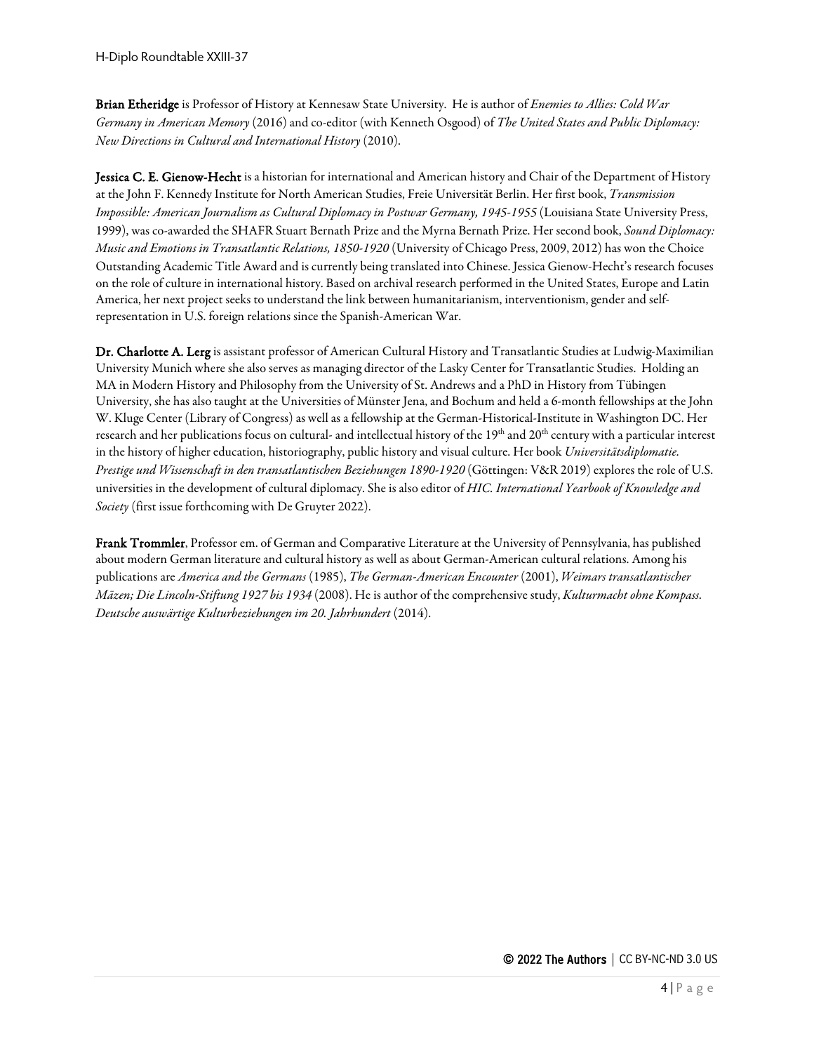**Brian Etheridge** is Professor of History at Kennesaw State University. He is author of *Enemies to Allies: Cold War Germany in American Memory* (2016) and co-editor (with Kenneth Osgood) of *The United States and Public Diplomacy: New Directions in Cultural and International History* (2010).

**Jessica C. E. Gienow-Hecht** is a historian for international and American history and Chair of the Department of History at the John F. Kennedy Institute for North American Studies, Freie Universität Berlin. Her first book, *Transmission Impossible: American Journalism as Cultural Diplomacy in Postwar Germany, 1945-1955* (Louisiana State University Press, 1999), was co-awarded the SHAFR Stuart Bernath Prize and the Myrna Bernath Prize. Her second book, *Sound Diplomacy: Music and Emotions in Transatlantic Relations, 1850-1920* (University of Chicago Press, 2009, 2012) has won the Choice Outstanding Academic Title Award and is currently being translated into Chinese. Jessica Gienow-Hecht's research focuses on the role of culture in international history. Based on archival research performed in the United States, Europe and Latin America, her next project seeks to understand the link between humanitarianism, interventionism, gender and self-representation in U.S. foreign relations since the Spanish-American War.

**Dr. Charlotte A. Lerg** is assistant professor of American Cultural History and Transatlantic Studies at Ludwig-Maximilian University Munich where she also serves as managing director of the Lasky Center for Transatlantic Studies. Holding an MA in Modern History and Philosophy from the University of St. Andrews and a PhD in History from Tübingen University, she has also taught at the Universities of Münster Jena, and Bochum and held a 6-month fellowships at the John W. Kluge Center (Library of Congress) as well as a fellowship at the German-Historical-Institute in Washington DC. Her research and her publications focus on cultural- and intellectual history of the 19th and 20th century with a particular interest in the history of higher education, historiography, public history and visual culture. Her book *Universitätsdiplomatie. Prestige und Wissenschaft in den transatlantischen Beziehungen 1890-1920* (Göttingen: V&R 2019) explores the role of U.S. universities in the development of cultural diplomacy. She is also editor of *HIC. International Yearbook of Knowledge and Society* (first issue forthcoming with De Gruyter 2022).

**Frank Trommler**, Professor em. of German and Comparative Literature at the University of Pennsylvania, has published about modern German literature and cultural history as well as about German-American cultural relations. Among his publications are *America and the Germans* (1985), *The German-American Encounter* (2001), *Weimars transatlantischer Mäzen; Die Lincoln-Stiftung 1927 bis 1934* (2008). He is author of the comprehensive study, *Kulturmacht ohne Kompass. Deutsche auswärtige Kulturbeziehungen im 20. Jahrhundert* (2014).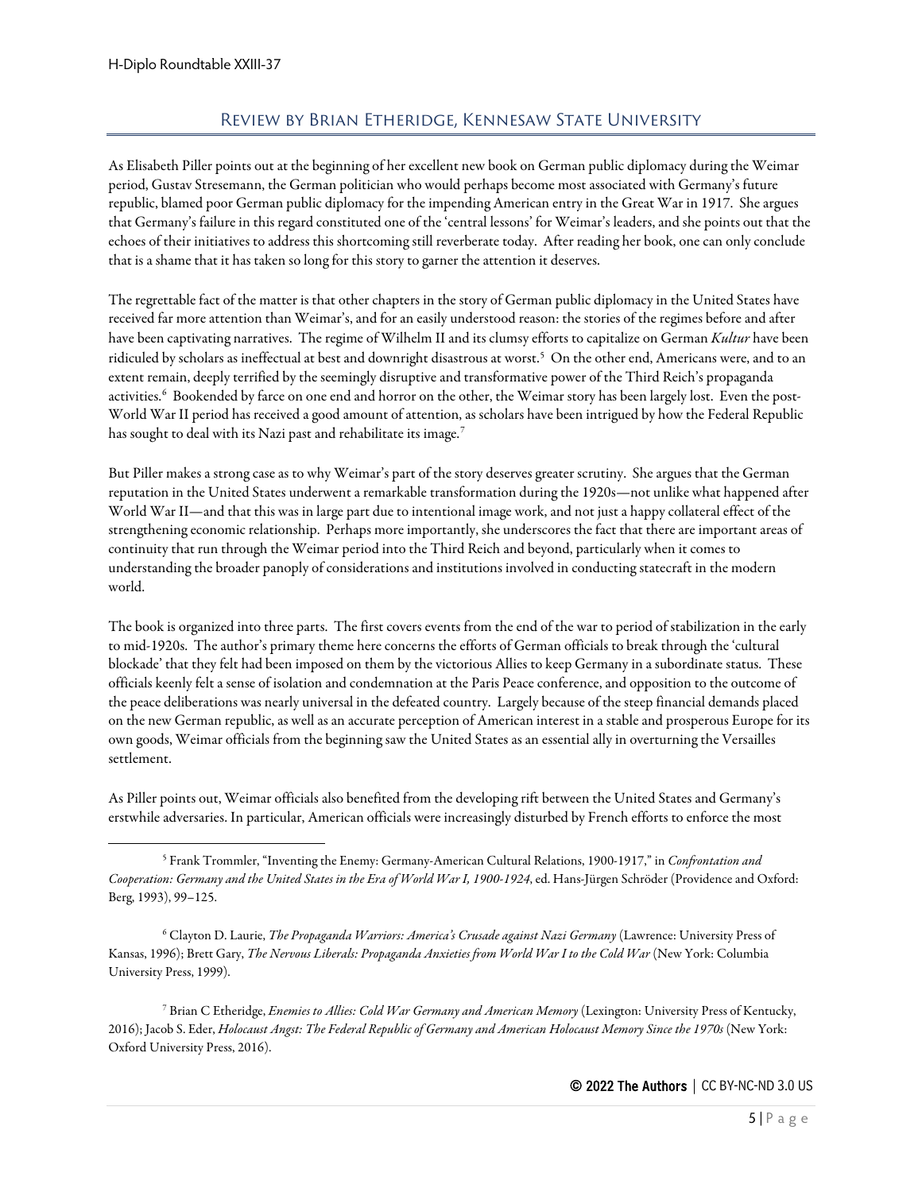## Review by Brian Etheridge, Kennesaw State University

As Elisabeth Piller points out at the beginning of her excellent new book on German public diplomacy during the Weimar period, Gustav Stresemann, the German politician who would perhaps become most associated with Germany's future republic, blamed poor German public diplomacy for the impending American entry in the Great War in 1917. She argues that Germany's failure in this regard constituted one of the 'central lessons' for Weimar's leaders, and she points out that the echoes of their initiatives to address this shortcoming still reverberate today. After reading her book, one can only conclude that is a shame that it has taken so long for this story to garner the attention it deserves.

The regrettable fact of the matter is that other chapters in the story of German public diplomacy in the United States have received far more attention than Weimar's, and for an easily understood reason: the stories of the regimes before and after have been captivating narratives. The regime of Wilhelm II and its clumsy efforts to capitalize on German *Kultur* have been ridiculed by scholars as ineffectual at best and downright disastrous at worst.[5] On the other end, Americans were, and to an extent remain, deeply terrified by the seemingly disruptive and transformative power of the Third Reich's propaganda activities.[6] Bookended by farce on one end and horror on the other, the Weimar story has been largely lost. Even the post-World War II period has received a good amount of attention, as scholars have been intrigued by how the Federal Republic has sought to deal with its Nazi past and rehabilitate its image.[7]

But Piller makes a strong case as to why Weimar's part of the story deserves greater scrutiny. She argues that the German reputation in the United States underwent a remarkable transformation during the 1920s—not unlike what happened after World War II—and that this was in large part due to intentional image work, and not just a happy collateral effect of the strengthening economic relationship. Perhaps more importantly, she underscores the fact that there are important areas of continuity that run through the Weimar period into the Third Reich and beyond, particularly when it comes to understanding the broader panoply of considerations and institutions involved in conducting statecraft in the modern world.

The book is organized into three parts. The first covers events from the end of the war to period of stabilization in the early to mid-1920s. The author's primary theme here concerns the efforts of German officials to break through the 'cultural blockade' that they felt had been imposed on them by the victorious Allies to keep Germany in a subordinate status. These officials keenly felt a sense of isolation and condemnation at the Paris Peace conference, and opposition to the outcome of the peace deliberations was nearly universal in the defeated country. Largely because of the steep financial demands placed on the new German republic, as well as an accurate perception of American interest in a stable and prosperous Europe for its own goods, Weimar officials from the beginning saw the United States as an essential ally in overturning the Versailles settlement.

As Piller points out, Weimar officials also benefited from the developing rift between the United States and Germany's erstwhile adversaries. In particular, American officials were increasingly disturbed by French efforts to enforce the most

---

[5] Frank Trommler, "Inventing the Enemy: Germany-American Cultural Relations, 1900-1917," in *Confrontation and Cooperation: Germany and the United States in the Era of World War I, 1900-1924*, ed. Hans-Jürgen Schröder (Providence and Oxford: Berg, 1993), 99–125.

[6] Clayton D. Laurie, *The Propaganda Warriors: America's Crusade against Nazi Germany* (Lawrence: University Press of Kansas, 1996); Brett Gary, *The Nervous Liberals: Propaganda Anxieties from World War I to the Cold War* (New York: Columbia University Press, 1999).

[7] Brian C Etheridge, *Enemies to Allies: Cold War Germany and American Memory* (Lexington: University Press of Kentucky, 2016); Jacob S. Eder, *Holocaust Angst: The Federal Republic of Germany and American Holocaust Memory Since the 1970s* (New York: Oxford University Press, 2016).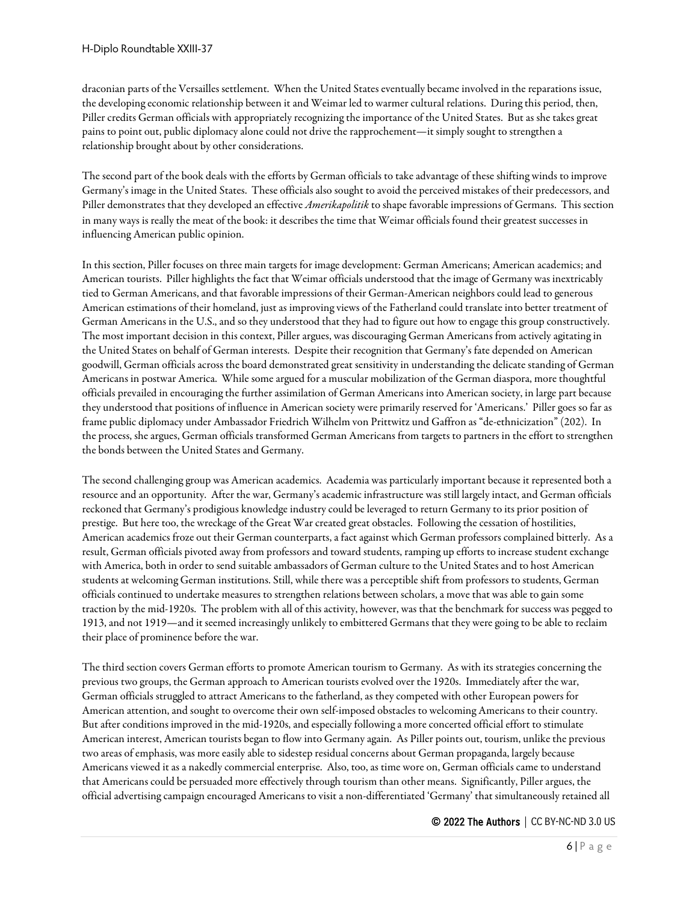draconian parts of the Versailles settlement. When the United States eventually became involved in the reparations issue, the developing economic relationship between it and Weimar led to warmer cultural relations. During this period, then, Piller credits German officials with appropriately recognizing the importance of the United States. But as she takes great pains to point out, public diplomacy alone could not drive the rapprochement—it simply sought to strengthen a relationship brought about by other considerations.

The second part of the book deals with the efforts by German officials to take advantage of these shifting winds to improve Germany's image in the United States. These officials also sought to avoid the perceived mistakes of their predecessors, and Piller demonstrates that they developed an effective *Amerikapolitik* to shape favorable impressions of Germans. This section in many ways is really the meat of the book: it describes the time that Weimar officials found their greatest successes in influencing American public opinion.

In this section, Piller focuses on three main targets for image development: German Americans; American academics; and American tourists. Piller highlights the fact that Weimar officials understood that the image of Germany was inextricably tied to German Americans, and that favorable impressions of their German-American neighbors could lead to generous American estimations of their homeland, just as improving views of the Fatherland could translate into better treatment of German Americans in the U.S., and so they understood that they had to figure out how to engage this group constructively. The most important decision in this context, Piller argues, was discouraging German Americans from actively agitating in the United States on behalf of German interests. Despite their recognition that Germany's fate depended on American goodwill, German officials across the board demonstrated great sensitivity in understanding the delicate standing of German Americans in postwar America. While some argued for a muscular mobilization of the German diaspora, more thoughtful officials prevailed in encouraging the further assimilation of German Americans into American society, in large part because they understood that positions of influence in American society were primarily reserved for 'Americans.' Piller goes so far as frame public diplomacy under Ambassador Friedrich Wilhelm von Prittwitz und Gaffron as "de-ethnicization" (202). In the process, she argues, German officials transformed German Americans from targets to partners in the effort to strengthen the bonds between the United States and Germany.

The second challenging group was American academics. Academia was particularly important because it represented both a resource and an opportunity. After the war, Germany's academic infrastructure was still largely intact, and German officials reckoned that Germany's prodigious knowledge industry could be leveraged to return Germany to its prior position of prestige. But here too, the wreckage of the Great War created great obstacles. Following the cessation of hostilities, American academics froze out their German counterparts, a fact against which German professors complained bitterly. As a result, German officials pivoted away from professors and toward students, ramping up efforts to increase student exchange with America, both in order to send suitable ambassadors of German culture to the United States and to host American students at welcoming German institutions. Still, while there was a perceptible shift from professors to students, German officials continued to undertake measures to strengthen relations between scholars, a move that was able to gain some traction by the mid-1920s. The problem with all of this activity, however, was that the benchmark for success was pegged to 1913, and not 1919—and it seemed increasingly unlikely to embittered Germans that they were going to be able to reclaim their place of prominence before the war.

The third section covers German efforts to promote American tourism to Germany. As with its strategies concerning the previous two groups, the German approach to American tourists evolved over the 1920s. Immediately after the war, German officials struggled to attract Americans to the fatherland, as they competed with other European powers for American attention, and sought to overcome their own self-imposed obstacles to welcoming Americans to their country. But after conditions improved in the mid-1920s, and especially following a more concerted official effort to stimulate American interest, American tourists began to flow into Germany again. As Piller points out, tourism, unlike the previous two areas of emphasis, was more easily able to sidestep residual concerns about German propaganda, largely because Americans viewed it as a nakedly commercial enterprise. Also, too, as time wore on, German officials came to understand that Americans could be persuaded more effectively through tourism than other means. Significantly, Piller argues, the official advertising campaign encouraged Americans to visit a non-differentiated 'Germany' that simultaneously retained all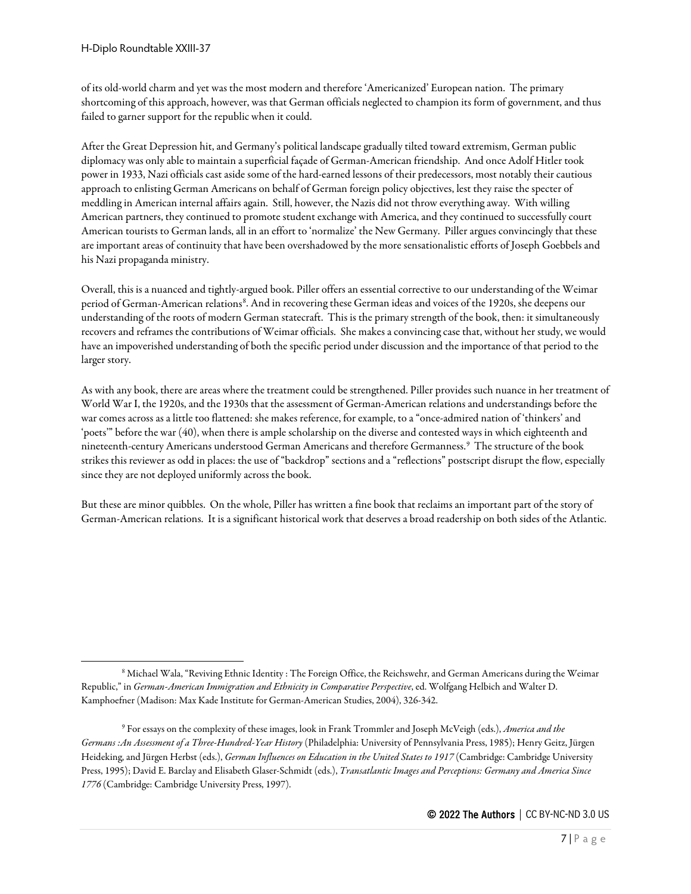of its old-world charm and yet was the most modern and therefore 'Americanized' European nation. The primary shortcoming of this approach, however, was that German officials neglected to champion its form of government, and thus failed to garner support for the republic when it could.

After the Great Depression hit, and Germany's political landscape gradually tilted toward extremism, German public diplomacy was only able to maintain a superficial façade of German-American friendship. And once Adolf Hitler took power in 1933, Nazi officials cast aside some of the hard-earned lessons of their predecessors, most notably their cautious approach to enlisting German Americans on behalf of German foreign policy objectives, lest they raise the specter of meddling in American internal affairs again. Still, however, the Nazis did not throw everything away. With willing American partners, they continued to promote student exchange with America, and they continued to successfully court American tourists to German lands, all in an effort to 'normalize' the New Germany. Piller argues convincingly that these are important areas of continuity that have been overshadowed by the more sensationalistic efforts of Joseph Goebbels and his Nazi propaganda ministry.

Overall, this is a nuanced and tightly-argued book. Piller offers an essential corrective to our understanding of the Weimar period of German-American relations[8]. And in recovering these German ideas and voices of the 1920s, she deepens our understanding of the roots of modern German statecraft. This is the primary strength of the book, then: it simultaneously recovers and reframes the contributions of Weimar officials. She makes a convincing case that, without her study, we would have an impoverished understanding of both the specific period under discussion and the importance of that period to the larger story.

As with any book, there are areas where the treatment could be strengthened. Piller provides such nuance in her treatment of World War I, the 1920s, and the 1930s that the assessment of German-American relations and understandings before the war comes across as a little too flattened: she makes reference, for example, to a "once-admired nation of 'thinkers' and 'poets'" before the war (40), when there is ample scholarship on the diverse and contested ways in which eighteenth and nineteenth-century Americans understood German Americans and therefore Germanness.[9] The structure of the book strikes this reviewer as odd in places: the use of "backdrop" sections and a "reflections" postscript disrupt the flow, especially since they are not deployed uniformly across the book.

But these are minor quibbles. On the whole, Piller has written a fine book that reclaims an important part of the story of German-American relations. It is a significant historical work that deserves a broad readership on both sides of the Atlantic.

---

[8] Michael Wala, "Reviving Ethnic Identity : The Foreign Office, the Reichswehr, and German Americans during the Weimar Republic," in *German-American Immigration and Ethnicity in Comparative Perspective*, ed. Wolfgang Helbich and Walter D. Kamphoefner (Madison: Max Kade Institute for German-American Studies, 2004), 326-342.

[9] For essays on the complexity of these images, look in Frank Trommler and Joseph McVeigh (eds.), *America and the Germans :An Assessment of a Three-Hundred-Year History* (Philadelphia: University of Pennsylvania Press, 1985); Henry Geitz, Jürgen Heideking, and Jürgen Herbst (eds.), *German Influences on Education in the United States to 1917* (Cambridge: Cambridge University Press, 1995); David E. Barclay and Elisabeth Glaser-Schmidt (eds.), *Transatlantic Images and Perceptions: Germany and America Since 1776* (Cambridge: Cambridge University Press, 1997).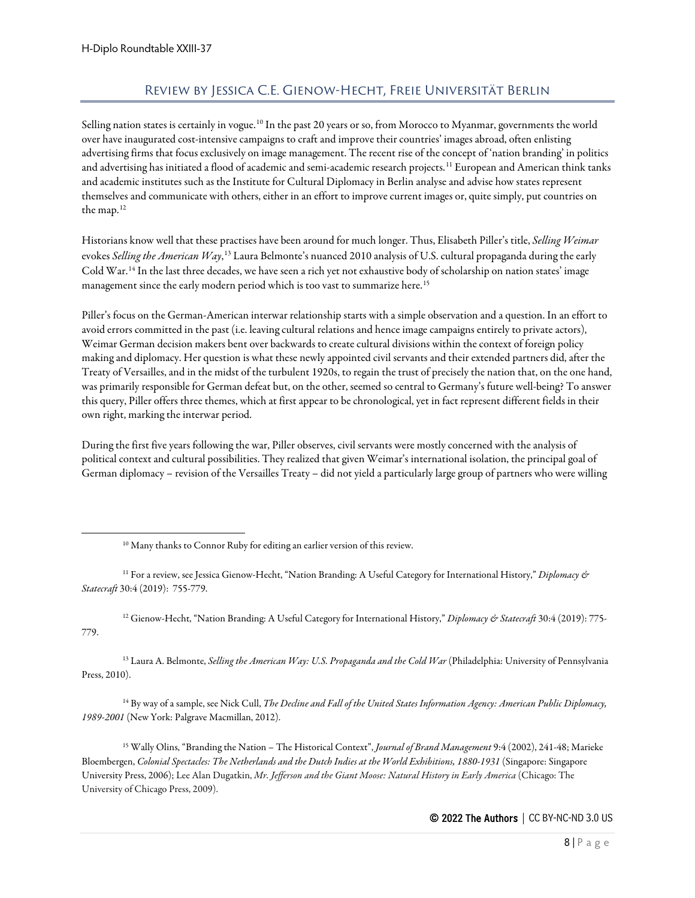## Review by Jessica C.E. Gienow-Hecht, Freie Universität Berlin

Selling nation states is certainly in vogue.[10] In the past 20 years or so, from Morocco to Myanmar, governments the world over have inaugurated cost-intensive campaigns to craft and improve their countries' images abroad, often enlisting advertising firms that focus exclusively on image management. The recent rise of the concept of 'nation branding' in politics and advertising has initiated a flood of academic and semi-academic research projects.[11] European and American think tanks and academic institutes such as the Institute for Cultural Diplomacy in Berlin analyse and advise how states represent themselves and communicate with others, either in an effort to improve current images or, quite simply, put countries on the map.[12]

Historians know well that these practises have been around for much longer. Thus, Elisabeth Piller's title, *Selling Weimar* evokes *Selling the American Way*,[13] Laura Belmonte's nuanced 2010 analysis of U.S. cultural propaganda during the early Cold War.[14] In the last three decades, we have seen a rich yet not exhaustive body of scholarship on nation states' image management since the early modern period which is too vast to summarize here.[15]

Piller's focus on the German-American interwar relationship starts with a simple observation and a question. In an effort to avoid errors committed in the past (i.e. leaving cultural relations and hence image campaigns entirely to private actors), Weimar German decision makers bent over backwards to create cultural divisions within the context of foreign policy making and diplomacy. Her question is what these newly appointed civil servants and their extended partners did, after the Treaty of Versailles, and in the midst of the turbulent 1920s, to regain the trust of precisely the nation that, on the one hand, was primarily responsible for German defeat but, on the other, seemed so central to Germany's future well-being? To answer this query, Piller offers three themes, which at first appear to be chronological, yet in fact represent different fields in their own right, marking the interwar period.

During the first five years following the war, Piller observes, civil servants were mostly concerned with the analysis of political context and cultural possibilities. They realized that given Weimar's international isolation, the principal goal of German diplomacy – revision of the Versailles Treaty – did not yield a particularly large group of partners who were willing

---

[10] Many thanks to Connor Ruby for editing an earlier version of this review.

[11] For a review, see Jessica Gienow-Hecht, "Nation Branding: A Useful Category for International History," *Diplomacy & Statecraft* 30:4 (2019): 755-779.

[12] Gienow-Hecht, "Nation Branding: A Useful Category for International History," *Diplomacy & Statecraft* 30:4 (2019): 775-779.

[13] Laura A. Belmonte, *Selling the American Way: U.S. Propaganda and the Cold War* (Philadelphia: University of Pennsylvania Press, 2010).

[14] By way of a sample, see Nick Cull, *The Decline and Fall of the United States Information Agency: American Public Diplomacy, 1989-2001* (New York: Palgrave Macmillan, 2012).

[15] Wally Olins, "Branding the Nation – The Historical Context", *Journal of Brand Management* 9:4 (2002), 241-48; Marieke Bloembergen, *Colonial Spectacles: The Netherlands and the Dutch Indies at the World Exhibitions, 1880-1931* (Singapore: Singapore University Press, 2006); Lee Alan Dugatkin, *Mr. Jefferson and the Giant Moose: Natural History in Early America* (Chicago: The University of Chicago Press, 2009).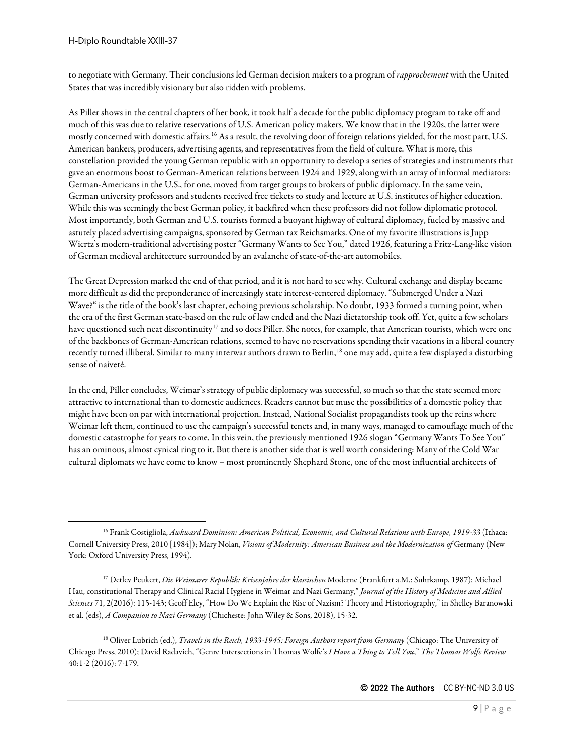to negotiate with Germany. Their conclusions led German decision makers to a program of *rapprochement* with the United States that was incredibly visionary but also ridden with problems.

As Piller shows in the central chapters of her book, it took half a decade for the public diplomacy program to take off and much of this was due to relative reservations of U.S. American policy makers. We know that in the 1920s, the latter were mostly concerned with domestic affairs.[16] As a result, the revolving door of foreign relations yielded, for the most part, U.S. American bankers, producers, advertising agents, and representatives from the field of culture. What is more, this constellation provided the young German republic with an opportunity to develop a series of strategies and instruments that gave an enormous boost to German-American relations between 1924 and 1929, along with an array of informal mediators: German-Americans in the U.S., for one, moved from target groups to brokers of public diplomacy. In the same vein, German university professors and students received free tickets to study and lecture at U.S. institutes of higher education. While this was seemingly the best German policy, it backfired when these professors did not follow diplomatic protocol. Most importantly, both German and U.S. tourists formed a buoyant highway of cultural diplomacy, fueled by massive and astutely placed advertising campaigns, sponsored by German tax Reichsmarks. One of my favorite illustrations is Jupp Wiertz's modern-traditional advertising poster "Germany Wants to See You," dated 1926, featuring a Fritz-Lang-like vision of German medieval architecture surrounded by an avalanche of state-of-the-art automobiles.

The Great Depression marked the end of that period, and it is not hard to see why. Cultural exchange and display became more difficult as did the preponderance of increasingly state interest-centered diplomacy. "Submerged Under a Nazi Wave?" is the title of the book's last chapter, echoing previous scholarship. No doubt, 1933 formed a turning point, when the era of the first German state-based on the rule of law ended and the Nazi dictatorship took off. Yet, quite a few scholars have questioned such neat discontinuity[17] and so does Piller. She notes, for example, that American tourists, which were one of the backbones of German-American relations, seemed to have no reservations spending their vacations in a liberal country recently turned illiberal. Similar to many interwar authors drawn to Berlin,[18] one may add, quite a few displayed a disturbing sense of naiveté.

In the end, Piller concludes, Weimar's strategy of public diplomacy was successful, so much so that the state seemed more attractive to international than to domestic audiences. Readers cannot but muse the possibilities of a domestic policy that might have been on par with international projection. Instead, National Socialist propagandists took up the reins where Weimar left them, continued to use the campaign's successful tenets and, in many ways, managed to camouflage much of the domestic catastrophe for years to come. In this vein, the previously mentioned 1926 slogan "Germany Wants To See You" has an ominous, almost cynical ring to it. But there is another side that is well worth considering: Many of the Cold War cultural diplomats we have come to know – most prominently Shephard Stone, one of the most influential architects of

---

[16] Frank Costigliola, *Awkward Dominion: American Political, Economic, and Cultural Relations with Europe, 1919-33* (Ithaca: Cornell University Press, 2010 [1984]); Mary Nolan, *Visions of Modernity: American Business and the Modernization of* Germany (New York: Oxford University Press, 1994).

[17] Detlev Peukert, *Die Weimarer Republik: Krisenjahre der klassischen* Moderne (Frankfurt a.M.: Suhrkamp, 1987); Michael Hau, constitutional Therapy and Clinical Racial Hygiene in Weimar and Nazi Germany," *Journal of the History of Medicine and Allied Sciences* 71, 2(2016): 115-143; Geoff Eley, "How Do We Explain the Rise of Nazism? Theory and Historiography," in Shelley Baranowski et al. (eds), *A Companion to Nazi Germany* (Chicheste: John Wiley & Sons, 2018), 15-32.

[18] Oliver Lubrich (ed.), *Travels in the Reich, 1933-1945: Foreign Authors report from Germany* (Chicago: The University of Chicago Press, 2010); David Radavich, "Genre Intersections in Thomas Wolfe's *I Have a Thing to Tell You*," *The Thomas Wolfe Review* 40:1-2 (2016): 7-179.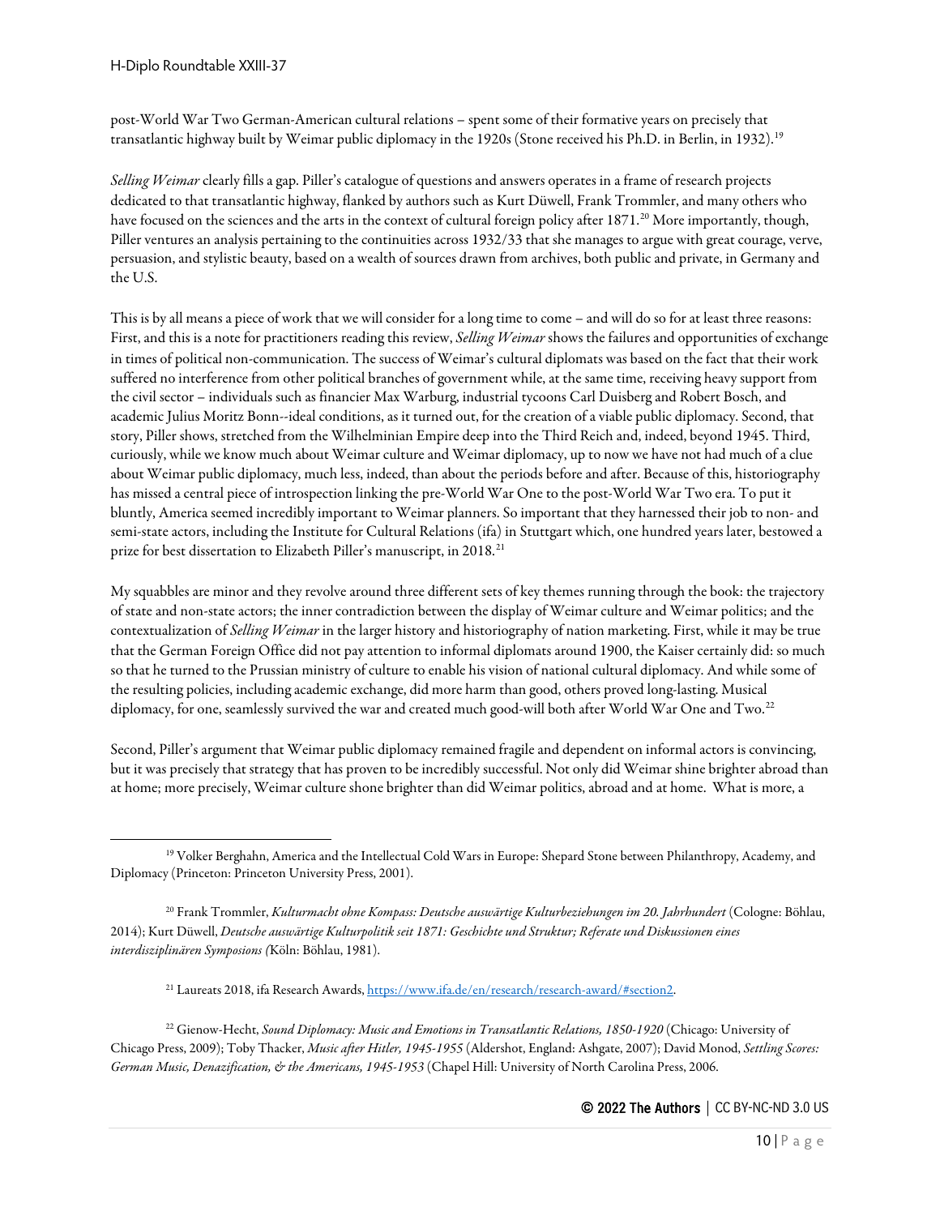post-World War Two German-American cultural relations – spent some of their formative years on precisely that transatlantic highway built by Weimar public diplomacy in the 1920s (Stone received his Ph.D. in Berlin, in 1932).[19]

*Selling Weimar* clearly fills a gap. Piller's catalogue of questions and answers operates in a frame of research projects dedicated to that transatlantic highway, flanked by authors such as Kurt Düwell, Frank Trommler, and many others who have focused on the sciences and the arts in the context of cultural foreign policy after 1871.[20] More importantly, though, Piller ventures an analysis pertaining to the continuities across 1932/33 that she manages to argue with great courage, verve, persuasion, and stylistic beauty, based on a wealth of sources drawn from archives, both public and private, in Germany and the U.S.

This is by all means a piece of work that we will consider for a long time to come – and will do so for at least three reasons: First, and this is a note for practitioners reading this review, *Selling Weimar* shows the failures and opportunities of exchange in times of political non-communication. The success of Weimar's cultural diplomats was based on the fact that their work suffered no interference from other political branches of government while, at the same time, receiving heavy support from the civil sector – individuals such as financier Max Warburg, industrial tycoons Carl Duisberg and Robert Bosch, and academic Julius Moritz Bonn--ideal conditions, as it turned out, for the creation of a viable public diplomacy. Second, that story, Piller shows, stretched from the Wilhelminian Empire deep into the Third Reich and, indeed, beyond 1945. Third, curiously, while we know much about Weimar culture and Weimar diplomacy, up to now we have not had much of a clue about Weimar public diplomacy, much less, indeed, than about the periods before and after. Because of this, historiography has missed a central piece of introspection linking the pre-World War One to the post-World War Two era. To put it bluntly, America seemed incredibly important to Weimar planners. So important that they harnessed their job to non- and semi-state actors, including the Institute for Cultural Relations (ifa) in Stuttgart which, one hundred years later, bestowed a prize for best dissertation to Elizabeth Piller's manuscript, in 2018.[21]

My squabbles are minor and they revolve around three different sets of key themes running through the book: the trajectory of state and non-state actors; the inner contradiction between the display of Weimar culture and Weimar politics; and the contextualization of *Selling Weimar* in the larger history and historiography of nation marketing. First, while it may be true that the German Foreign Office did not pay attention to informal diplomats around 1900, the Kaiser certainly did: so much so that he turned to the Prussian ministry of culture to enable his vision of national cultural diplomacy. And while some of the resulting policies, including academic exchange, did more harm than good, others proved long-lasting. Musical diplomacy, for one, seamlessly survived the war and created much good-will both after World War One and Two.[22]

Second, Piller's argument that Weimar public diplomacy remained fragile and dependent on informal actors is convincing, but it was precisely that strategy that has proven to be incredibly successful. Not only did Weimar shine brighter abroad than at home; more precisely, Weimar culture shone brighter than did Weimar politics, abroad and at home. What is more, a

---

[19] Volker Berghahn, America and the Intellectual Cold Wars in Europe: Shepard Stone between Philanthropy, Academy, and Diplomacy (Princeton: Princeton University Press, 2001).

[20] Frank Trommler, *Kulturmacht ohne Kompass: Deutsche auswärtige Kulturbeziehungen im 20. Jahrhundert* (Cologne: Böhlau, 2014); Kurt Düwell, *Deutsche auswärtige Kulturpolitik seit 1871: Geschichte und Struktur; Referate und Diskussionen eines interdisziplinären Symposions (*Köln: Böhlau, 1981).

[21] Laureats 2018, ifa Research Awards, https://www.ifa.de/en/research/research-award/#section2.

[22] Gienow-Hecht, *Sound Diplomacy: Music and Emotions in Transatlantic Relations, 1850-1920* (Chicago: University of Chicago Press, 2009); Toby Thacker, *Music after Hitler, 1945-1955* (Aldershot, England: Ashgate, 2007); David Monod, *Settling Scores: German Music, Denazification, & the Americans, 1945-1953* (Chapel Hill: University of North Carolina Press, 2006.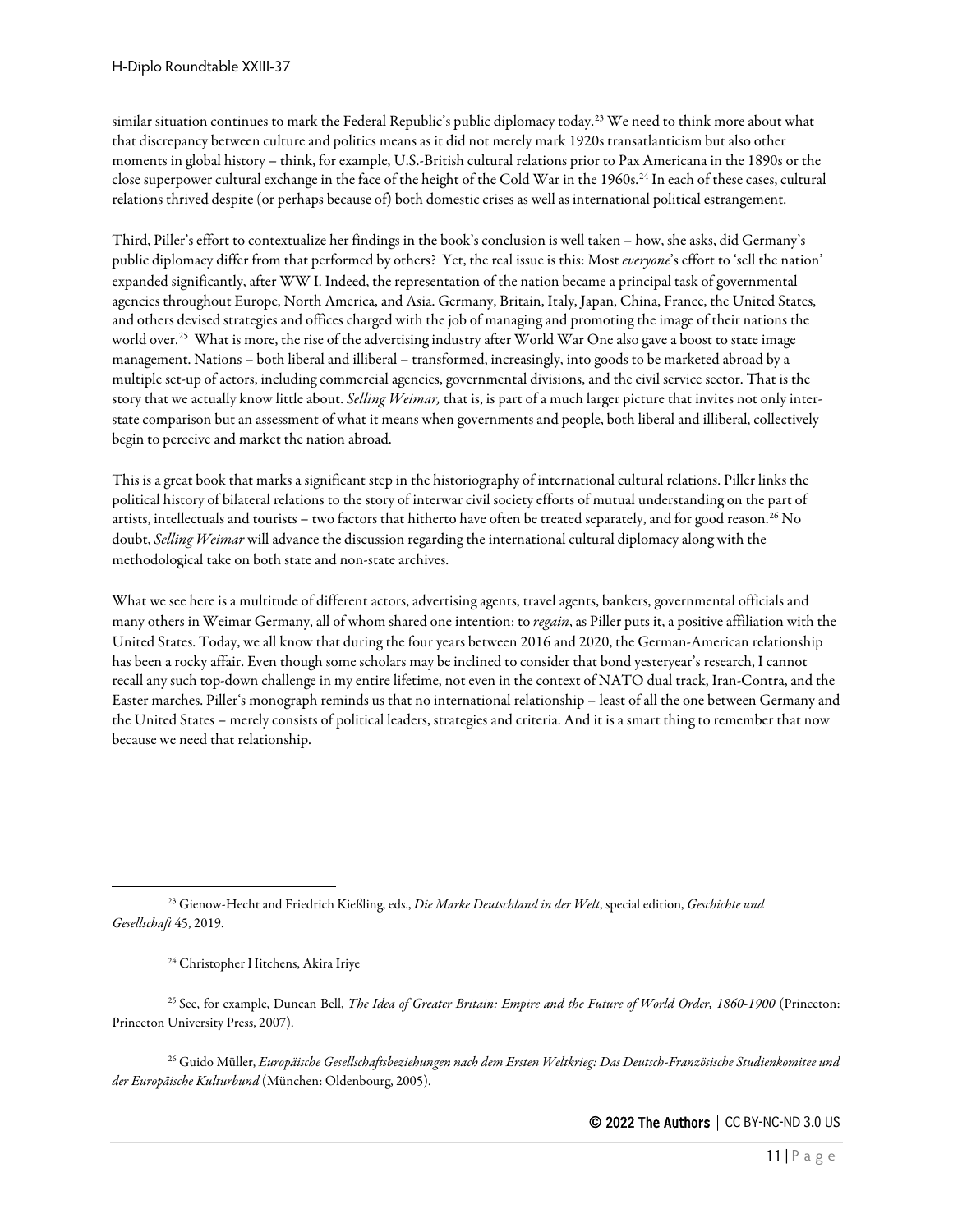similar situation continues to mark the Federal Republic's public diplomacy today.[23] We need to think more about what that discrepancy between culture and politics means as it did not merely mark 1920s transatlanticism but also other moments in global history – think, for example, U.S.-British cultural relations prior to Pax Americana in the 1890s or the close superpower cultural exchange in the face of the height of the Cold War in the 1960s.[24] In each of these cases, cultural relations thrived despite (or perhaps because of) both domestic crises as well as international political estrangement.

Third, Piller's effort to contextualize her findings in the book's conclusion is well taken – how, she asks, did Germany's public diplomacy differ from that performed by others? Yet, the real issue is this: Most *everyone*'s effort to 'sell the nation' expanded significantly, after WW I. Indeed, the representation of the nation became a principal task of governmental agencies throughout Europe, North America, and Asia. Germany, Britain, Italy, Japan, China, France, the United States, and others devised strategies and offices charged with the job of managing and promoting the image of their nations the world over.[25] What is more, the rise of the advertising industry after World War One also gave a boost to state image management. Nations – both liberal and illiberal – transformed, increasingly, into goods to be marketed abroad by a multiple set-up of actors, including commercial agencies, governmental divisions, and the civil service sector. That is the story that we actually know little about. *Selling Weimar,* that is, is part of a much larger picture that invites not only inter-state comparison but an assessment of what it means when governments and people, both liberal and illiberal, collectively begin to perceive and market the nation abroad.

This is a great book that marks a significant step in the historiography of international cultural relations. Piller links the political history of bilateral relations to the story of interwar civil society efforts of mutual understanding on the part of artists, intellectuals and tourists – two factors that hitherto have often be treated separately, and for good reason.[26] No doubt, *Selling Weimar* will advance the discussion regarding the international cultural diplomacy along with the methodological take on both state and non-state archives.

What we see here is a multitude of different actors, advertising agents, travel agents, bankers, governmental officials and many others in Weimar Germany, all of whom shared one intention: to *regain*, as Piller puts it, a positive affiliation with the United States. Today, we all know that during the four years between 2016 and 2020, the German-American relationship has been a rocky affair. Even though some scholars may be inclined to consider that bond yesteryear's research, I cannot recall any such top-down challenge in my entire lifetime, not even in the context of NATO dual track, Iran-Contra, and the Easter marches. Piller's monograph reminds us that no international relationship – least of all the one between Germany and the United States – merely consists of political leaders, strategies and criteria. And it is a smart thing to remember that now because we need that relationship.

---

[23] Gienow-Hecht and Friedrich Kießling, eds., *Die Marke Deutschland in der Welt*, special edition, *Geschichte und Gesellschaft* 45, 2019.

[24] Christopher Hitchens, Akira Iriye

[25] See, for example, Duncan Bell, *The Idea of Greater Britain: Empire and the Future of World Order, 1860-1900* (Princeton: Princeton University Press, 2007).

[26] Guido Müller, *Europäische Gesellschaftsbeziehungen nach dem Ersten Weltkrieg: Das Deutsch-Französische Studienkomitee und der Europäische Kulturbund* (München: Oldenbourg, 2005).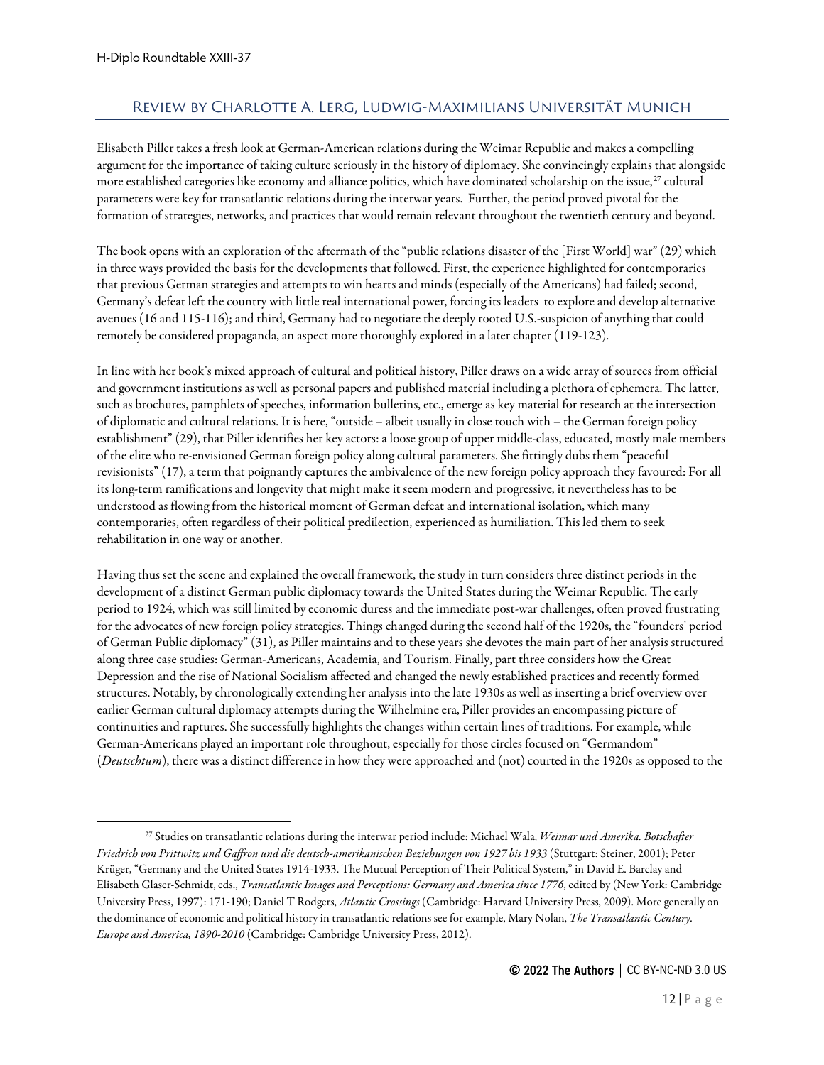## Review by Charlotte A. Lerg, Ludwig-Maximilians Universität Munich

Elisabeth Piller takes a fresh look at German-American relations during the Weimar Republic and makes a compelling argument for the importance of taking culture seriously in the history of diplomacy. She convincingly explains that alongside more established categories like economy and alliance politics, which have dominated scholarship on the issue,[27] cultural parameters were key for transatlantic relations during the interwar years. Further, the period proved pivotal for the formation of strategies, networks, and practices that would remain relevant throughout the twentieth century and beyond.

The book opens with an exploration of the aftermath of the "public relations disaster of the [First World] war" (29) which in three ways provided the basis for the developments that followed. First, the experience highlighted for contemporaries that previous German strategies and attempts to win hearts and minds (especially of the Americans) had failed; second, Germany's defeat left the country with little real international power, forcing its leaders to explore and develop alternative avenues (16 and 115-116); and third, Germany had to negotiate the deeply rooted U.S.-suspicion of anything that could remotely be considered propaganda, an aspect more thoroughly explored in a later chapter (119-123).

In line with her book's mixed approach of cultural and political history, Piller draws on a wide array of sources from official and government institutions as well as personal papers and published material including a plethora of ephemera. The latter, such as brochures, pamphlets of speeches, information bulletins, etc., emerge as key material for research at the intersection of diplomatic and cultural relations. It is here, "outside – albeit usually in close touch with – the German foreign policy establishment" (29), that Piller identifies her key actors: a loose group of upper middle-class, educated, mostly male members of the elite who re-envisioned German foreign policy along cultural parameters. She fittingly dubs them "peaceful revisionists" (17), a term that poignantly captures the ambivalence of the new foreign policy approach they favoured: For all its long-term ramifications and longevity that might make it seem modern and progressive, it nevertheless has to be understood as flowing from the historical moment of German defeat and international isolation, which many contemporaries, often regardless of their political predilection, experienced as humiliation. This led them to seek rehabilitation in one way or another.

Having thus set the scene and explained the overall framework, the study in turn considers three distinct periods in the development of a distinct German public diplomacy towards the United States during the Weimar Republic. The early period to 1924, which was still limited by economic duress and the immediate post-war challenges, often proved frustrating for the advocates of new foreign policy strategies. Things changed during the second half of the 1920s, the "founders' period of German Public diplomacy" (31), as Piller maintains and to these years she devotes the main part of her analysis structured along three case studies: German-Americans, Academia, and Tourism. Finally, part three considers how the Great Depression and the rise of National Socialism affected and changed the newly established practices and recently formed structures. Notably, by chronologically extending her analysis into the late 1930s as well as inserting a brief overview over earlier German cultural diplomacy attempts during the Wilhelmine era, Piller provides an encompassing picture of continuities and raptures. She successfully highlights the changes within certain lines of traditions. For example, while German-Americans played an important role throughout, especially for those circles focused on "Germandom" (*Deutschtum*), there was a distinct difference in how they were approached and (not) courted in the 1920s as opposed to the

---

[27] Studies on transatlantic relations during the interwar period include: Michael Wala, *Weimar und Amerika. Botschafter Friedrich von Prittwitz und Gaffron und die deutsch-amerikanischen Beziehungen von 1927 bis 1933* (Stuttgart: Steiner, 2001); Peter Krüger, "Germany and the United States 1914-1933. The Mutual Perception of Their Political System," in David E. Barclay and Elisabeth Glaser-Schmidt, eds., *Transatlantic Images and Perceptions: Germany and America since 1776*, edited by (New York: Cambridge University Press, 1997): 171-190; Daniel T Rodgers, *Atlantic Crossings* (Cambridge: Harvard University Press, 2009). More generally on the dominance of economic and political history in transatlantic relations see for example, Mary Nolan, *The Transatlantic Century. Europe and America, 1890-2010* (Cambridge: Cambridge University Press, 2012).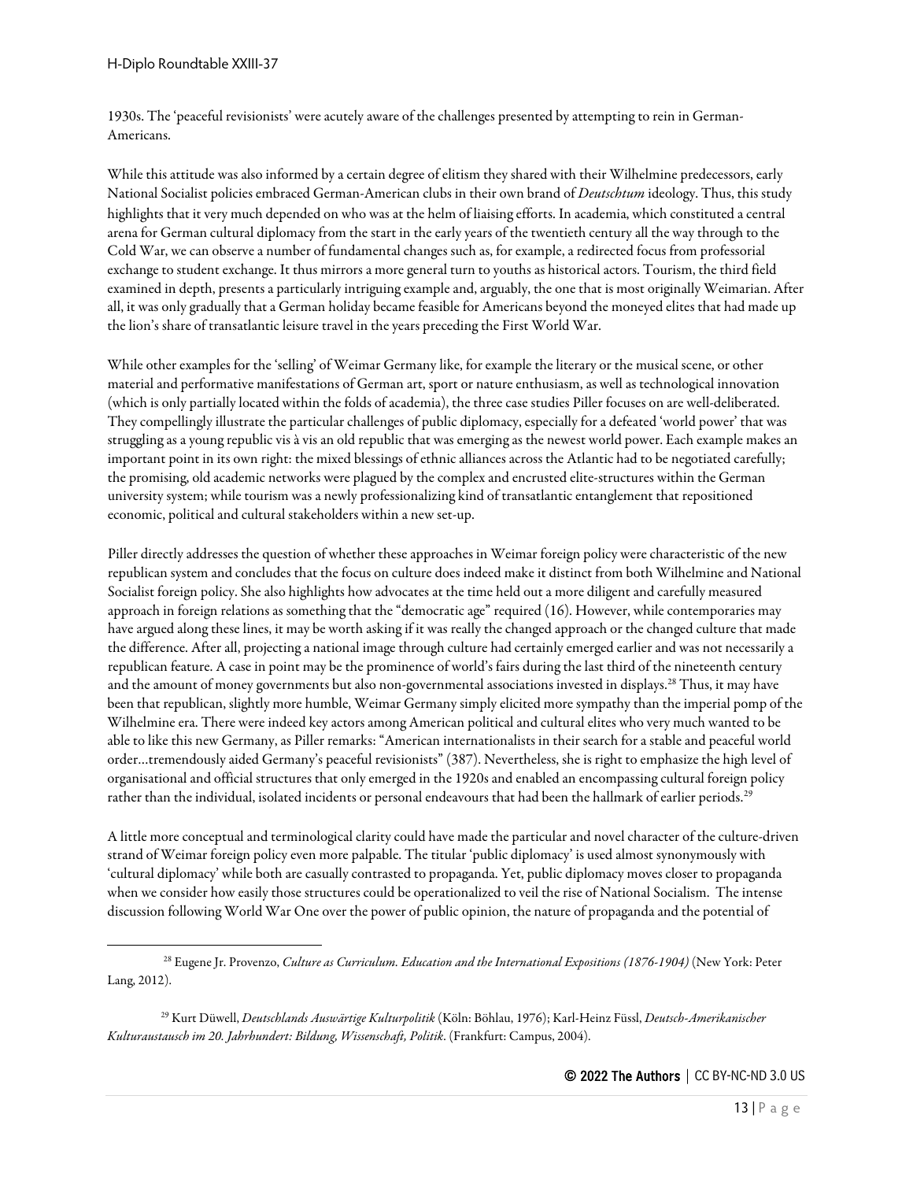1930s. The 'peaceful revisionists' were acutely aware of the challenges presented by attempting to rein in German-Americans.

While this attitude was also informed by a certain degree of elitism they shared with their Wilhelmine predecessors, early National Socialist policies embraced German-American clubs in their own brand of *Deutschtum* ideology. Thus, this study highlights that it very much depended on who was at the helm of liaising efforts. In academia, which constituted a central arena for German cultural diplomacy from the start in the early years of the twentieth century all the way through to the Cold War, we can observe a number of fundamental changes such as, for example, a redirected focus from professorial exchange to student exchange. It thus mirrors a more general turn to youths as historical actors. Tourism, the third field examined in depth, presents a particularly intriguing example and, arguably, the one that is most originally Weimarian. After all, it was only gradually that a German holiday became feasible for Americans beyond the moneyed elites that had made up the lion's share of transatlantic leisure travel in the years preceding the First World War.

While other examples for the 'selling' of Weimar Germany like, for example the literary or the musical scene, or other material and performative manifestations of German art, sport or nature enthusiasm, as well as technological innovation (which is only partially located within the folds of academia), the three case studies Piller focuses on are well-deliberated. They compellingly illustrate the particular challenges of public diplomacy, especially for a defeated 'world power' that was struggling as a young republic vis à vis an old republic that was emerging as the newest world power. Each example makes an important point in its own right: the mixed blessings of ethnic alliances across the Atlantic had to be negotiated carefully; the promising, old academic networks were plagued by the complex and encrusted elite-structures within the German university system; while tourism was a newly professionalizing kind of transatlantic entanglement that repositioned economic, political and cultural stakeholders within a new set-up.

Piller directly addresses the question of whether these approaches in Weimar foreign policy were characteristic of the new republican system and concludes that the focus on culture does indeed make it distinct from both Wilhelmine and National Socialist foreign policy. She also highlights how advocates at the time held out a more diligent and carefully measured approach in foreign relations as something that the "democratic age" required (16). However, while contemporaries may have argued along these lines, it may be worth asking if it was really the changed approach or the changed culture that made the difference. After all, projecting a national image through culture had certainly emerged earlier and was not necessarily a republican feature. A case in point may be the prominence of world's fairs during the last third of the nineteenth century and the amount of money governments but also non-governmental associations invested in displays.[28] Thus, it may have been that republican, slightly more humble, Weimar Germany simply elicited more sympathy than the imperial pomp of the Wilhelmine era. There were indeed key actors among American political and cultural elites who very much wanted to be able to like this new Germany, as Piller remarks: "American internationalists in their search for a stable and peaceful world order…tremendously aided Germany's peaceful revisionists" (387). Nevertheless, she is right to emphasize the high level of organisational and official structures that only emerged in the 1920s and enabled an encompassing cultural foreign policy rather than the individual, isolated incidents or personal endeavours that had been the hallmark of earlier periods.[29]

A little more conceptual and terminological clarity could have made the particular and novel character of the culture-driven strand of Weimar foreign policy even more palpable. The titular 'public diplomacy' is used almost synonymously with 'cultural diplomacy' while both are casually contrasted to propaganda. Yet, public diplomacy moves closer to propaganda when we consider how easily those structures could be operationalized to veil the rise of National Socialism. The intense discussion following World War One over the power of public opinion, the nature of propaganda and the potential of

[28] Eugene Jr. Provenzo, *Culture as Curriculum. Education and the International Expositions (1876-1904)* (New York: Peter Lang, 2012).

[29] Kurt Düwell, *Deutschlands Auswärtige Kulturpolitik* (Köln: Böhlau, 1976); Karl-Heinz Füssl, *Deutsch-Amerikanischer Kulturaustausch im 20. Jahrhundert: Bildung, Wissenschaft, Politik*. (Frankfurt: Campus, 2004).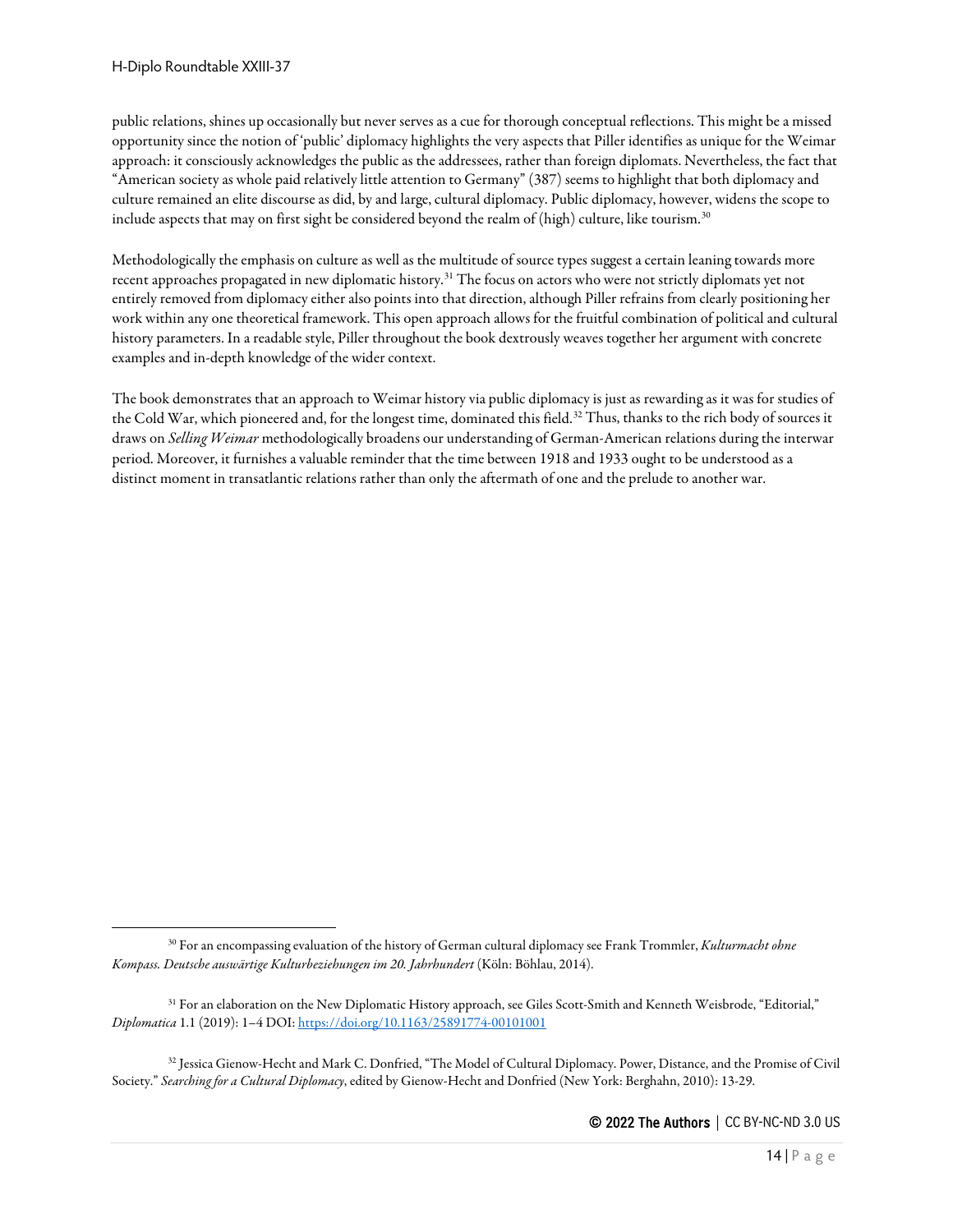public relations, shines up occasionally but never serves as a cue for thorough conceptual reflections. This might be a missed opportunity since the notion of 'public' diplomacy highlights the very aspects that Piller identifies as unique for the Weimar approach: it consciously acknowledges the public as the addressees, rather than foreign diplomats. Nevertheless, the fact that "American society as whole paid relatively little attention to Germany" (387) seems to highlight that both diplomacy and culture remained an elite discourse as did, by and large, cultural diplomacy. Public diplomacy, however, widens the scope to include aspects that may on first sight be considered beyond the realm of (high) culture, like tourism.[30]

Methodologically the emphasis on culture as well as the multitude of source types suggest a certain leaning towards more recent approaches propagated in new diplomatic history.[31] The focus on actors who were not strictly diplomats yet not entirely removed from diplomacy either also points into that direction, although Piller refrains from clearly positioning her work within any one theoretical framework. This open approach allows for the fruitful combination of political and cultural history parameters. In a readable style, Piller throughout the book dextrously weaves together her argument with concrete examples and in-depth knowledge of the wider context.

The book demonstrates that an approach to Weimar history via public diplomacy is just as rewarding as it was for studies of the Cold War, which pioneered and, for the longest time, dominated this field.[32] Thus, thanks to the rich body of sources it draws on *Selling Weimar* methodologically broadens our understanding of German-American relations during the interwar period. Moreover, it furnishes a valuable reminder that the time between 1918 and 1933 ought to be understood as a distinct moment in transatlantic relations rather than only the aftermath of one and the prelude to another war.

---

[30] For an encompassing evaluation of the history of German cultural diplomacy see Frank Trommler, *Kulturmacht ohne Kompass. Deutsche auswärtige Kulturbeziehungen im 20. Jahrhundert* (Köln: Böhlau, 2014).

[31] For an elaboration on the New Diplomatic History approach, see Giles Scott-Smith and Kenneth Weisbrode, "Editorial," *Diplomatica* 1.1 (2019): 1–4 DOI: https://doi.org/10.1163/25891774-00101001

[32] Jessica Gienow-Hecht and Mark C. Donfried, "The Model of Cultural Diplomacy. Power, Distance, and the Promise of Civil Society." *Searching for a Cultural Diplomacy*, edited by Gienow-Hecht and Donfried (New York: Berghahn, 2010): 13-29.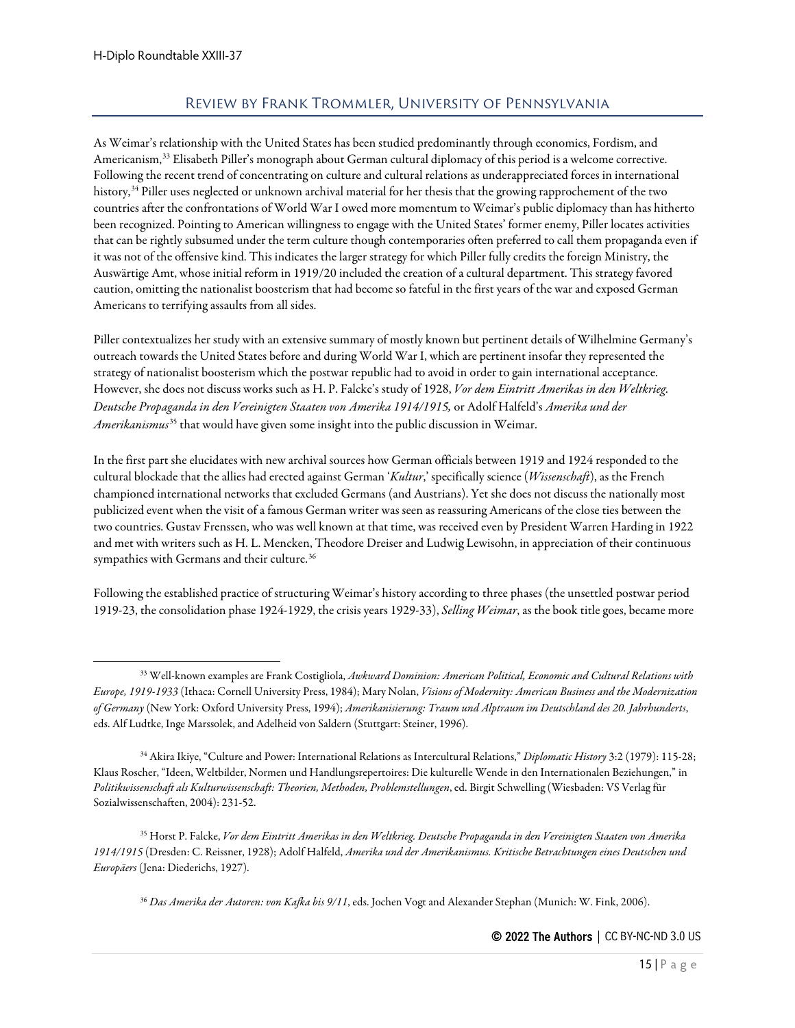## Review by Frank Trommler, University of Pennsylvania

As Weimar's relationship with the United States has been studied predominantly through economics, Fordism, and Americanism,[33] Elisabeth Piller's monograph about German cultural diplomacy of this period is a welcome corrective. Following the recent trend of concentrating on culture and cultural relations as underappreciated forces in international history,[34] Piller uses neglected or unknown archival material for her thesis that the growing rapprochement of the two countries after the confrontations of World War I owed more momentum to Weimar's public diplomacy than has hitherto been recognized. Pointing to American willingness to engage with the United States' former enemy, Piller locates activities that can be rightly subsumed under the term culture though contemporaries often preferred to call them propaganda even if it was not of the offensive kind. This indicates the larger strategy for which Piller fully credits the foreign Ministry, the Auswärtige Amt, whose initial reform in 1919/20 included the creation of a cultural department. This strategy favored caution, omitting the nationalist boosterism that had become so fateful in the first years of the war and exposed German Americans to terrifying assaults from all sides.

Piller contextualizes her study with an extensive summary of mostly known but pertinent details of Wilhelmine Germany's outreach towards the United States before and during World War I, which are pertinent insofar they represented the strategy of nationalist boosterism which the postwar republic had to avoid in order to gain international acceptance. However, she does not discuss works such as H. P. Falcke's study of 1928, *Vor dem Eintritt Amerikas in den Weltkrieg. Deutsche Propaganda in den Vereinigten Staaten von Amerika 1914/1915,* or Adolf Halfeld's *Amerika und der Amerikanismus*[35] that would have given some insight into the public discussion in Weimar.

In the first part she elucidates with new archival sources how German officials between 1919 and 1924 responded to the cultural blockade that the allies had erected against German '*Kultur*,' specifically science (*Wissenschaft*), as the French championed international networks that excluded Germans (and Austrians). Yet she does not discuss the nationally most publicized event when the visit of a famous German writer was seen as reassuring Americans of the close ties between the two countries. Gustav Frenssen, who was well known at that time, was received even by President Warren Harding in 1922 and met with writers such as H. L. Mencken, Theodore Dreiser and Ludwig Lewisohn, in appreciation of their continuous sympathies with Germans and their culture.[36]

Following the established practice of structuring Weimar's history according to three phases (the unsettled postwar period 1919-23, the consolidation phase 1924-1929, the crisis years 1929-33), *Selling Weimar*, as the book title goes, became more

---

[33] Well-known examples are Frank Costigliola, *Awkward Dominion: American Political, Economic and Cultural Relations with Europe, 1919-1933* (Ithaca: Cornell University Press, 1984); Mary Nolan, *Visions of Modernity: American Business and the Modernization of Germany* (New York: Oxford University Press, 1994); *Amerikanisierung: Traum und Alptraum im Deutschland des 20. Jahrhunderts*, eds. Alf Ludtke, Inge Marssolek, and Adelheid von Saldern (Stuttgart: Steiner, 1996).

[34] Akira Ikiye, "Culture and Power: International Relations as Intercultural Relations," *Diplomatic History* 3:2 (1979): 115-28; Klaus Roscher, "Ideen, Weltbilder, Normen und Handlungsrepertoires: Die kulturelle Wende in den Internationalen Beziehungen," in *Politikwissenschaft als Kulturwissenschaft: Theorien, Methoden, Problemstellungen*, ed. Birgit Schwelling (Wiesbaden: VS Verlag für Sozialwissenschaften, 2004): 231-52.

[35] Horst P. Falcke, *Vor dem Eintritt Amerikas in den Weltkrieg. Deutsche Propaganda in den Vereinigten Staaten von Amerika 1914/1915* (Dresden: C. Reissner, 1928); Adolf Halfeld, *Amerika und der Amerikanismus. Kritische Betrachtungen eines Deutschen und Europäers* (Jena: Diederichs, 1927).

[36] *Das Amerika der Autoren: von Kafka bis 9/11*, eds. Jochen Vogt and Alexander Stephan (Munich: W. Fink, 2006).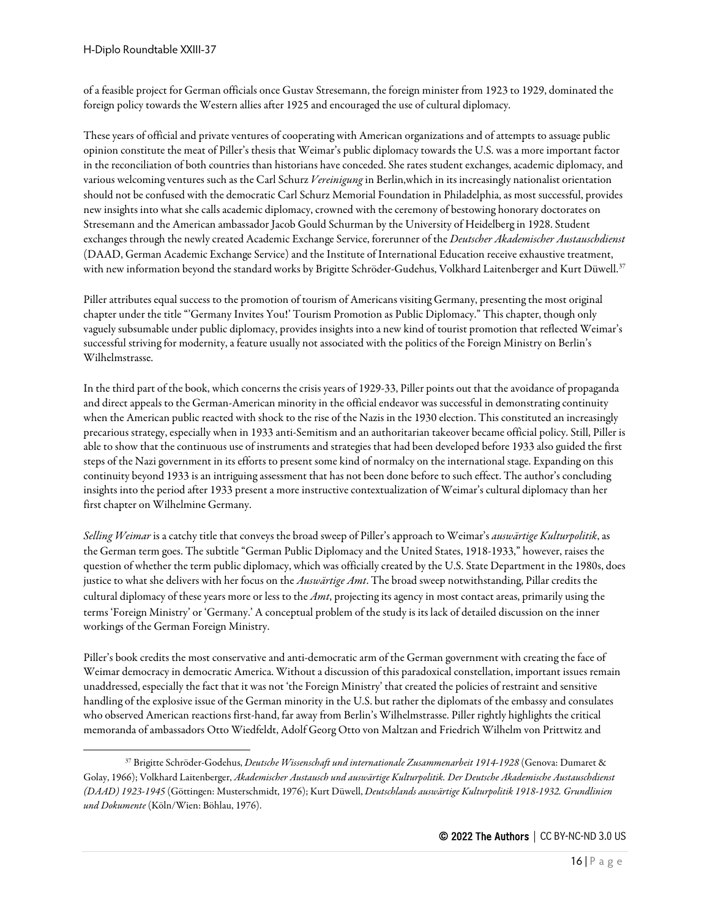of a feasible project for German officials once Gustav Stresemann, the foreign minister from 1923 to 1929, dominated the foreign policy towards the Western allies after 1925 and encouraged the use of cultural diplomacy.

These years of official and private ventures of cooperating with American organizations and of attempts to assuage public opinion constitute the meat of Piller's thesis that Weimar's public diplomacy towards the U.S. was a more important factor in the reconciliation of both countries than historians have conceded. She rates student exchanges, academic diplomacy, and various welcoming ventures such as the Carl Schurz *Vereinigung* in Berlin,which in its increasingly nationalist orientation should not be confused with the democratic Carl Schurz Memorial Foundation in Philadelphia, as most successful, provides new insights into what she calls academic diplomacy, crowned with the ceremony of bestowing honorary doctorates on Stresemann and the American ambassador Jacob Gould Schurman by the University of Heidelberg in 1928. Student exchanges through the newly created Academic Exchange Service, forerunner of the *Deutscher Akademischer Austauschdienst* (DAAD, German Academic Exchange Service) and the Institute of International Education receive exhaustive treatment, with new information beyond the standard works by Brigitte Schröder-Gudehus, Volkhard Laitenberger and Kurt Düwell.[37]

Piller attributes equal success to the promotion of tourism of Americans visiting Germany, presenting the most original chapter under the title "'Germany Invites You!' Tourism Promotion as Public Diplomacy." This chapter, though only vaguely subsumable under public diplomacy, provides insights into a new kind of tourist promotion that reflected Weimar's successful striving for modernity, a feature usually not associated with the politics of the Foreign Ministry on Berlin's Wilhelmstrasse.

In the third part of the book, which concerns the crisis years of 1929-33, Piller points out that the avoidance of propaganda and direct appeals to the German-American minority in the official endeavor was successful in demonstrating continuity when the American public reacted with shock to the rise of the Nazis in the 1930 election. This constituted an increasingly precarious strategy, especially when in 1933 anti-Semitism and an authoritarian takeover became official policy. Still, Piller is able to show that the continuous use of instruments and strategies that had been developed before 1933 also guided the first steps of the Nazi government in its efforts to present some kind of normalcy on the international stage. Expanding on this continuity beyond 1933 is an intriguing assessment that has not been done before to such effect. The author's concluding insights into the period after 1933 present a more instructive contextualization of Weimar's cultural diplomacy than her first chapter on Wilhelmine Germany.

*Selling Weimar* is a catchy title that conveys the broad sweep of Piller's approach to Weimar's *auswärtige Kulturpolitik*, as the German term goes. The subtitle "German Public Diplomacy and the United States, 1918-1933," however, raises the question of whether the term public diplomacy, which was officially created by the U.S. State Department in the 1980s, does justice to what she delivers with her focus on the *Auswärtige Amt*. The broad sweep notwithstanding, Pillar credits the cultural diplomacy of these years more or less to the *Amt*, projecting its agency in most contact areas, primarily using the terms 'Foreign Ministry' or 'Germany.' A conceptual problem of the study is its lack of detailed discussion on the inner workings of the German Foreign Ministry.

Piller's book credits the most conservative and anti-democratic arm of the German government with creating the face of Weimar democracy in democratic America. Without a discussion of this paradoxical constellation, important issues remain unaddressed, especially the fact that it was not 'the Foreign Ministry' that created the policies of restraint and sensitive handling of the explosive issue of the German minority in the U.S. but rather the diplomats of the embassy and consulates who observed American reactions first-hand, far away from Berlin's Wilhelmstrasse. Piller rightly highlights the critical memoranda of ambassadors Otto Wiedfeldt, Adolf Georg Otto von Maltzan and Friedrich Wilhelm von Prittwitz and

[37] Brigitte Schröder-Godehus, *Deutsche Wissenschaft und internationale Zusammenarbeit 1914-1928* (Genova: Dumaret & Golay, 1966); Volkhard Laitenberger, *Akademischer Austauch und auswärtige Kulturpolitik. Der Deutsche Akademische Austauschdienst (DAAD) 1923-1945* (Göttingen: Musterschmidt, 1976); Kurt Düwell, *Deutschlands auswärtige Kulturpolitik 1918-1932. Grundlinien und Dokumente* (Köln/Wien: Böhlau, 1976).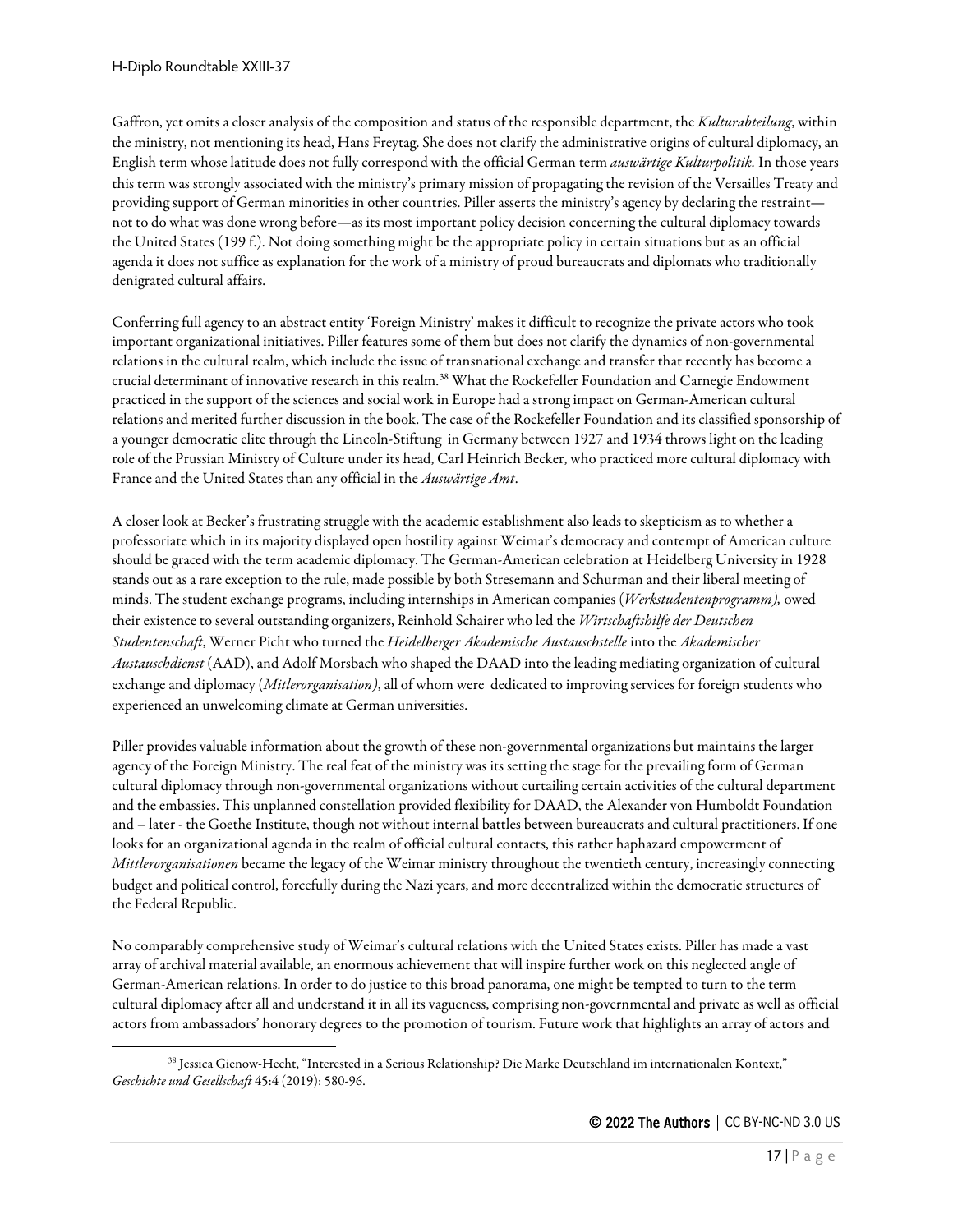Gaffron, yet omits a closer analysis of the composition and status of the responsible department, the *Kulturabteilung*, within the ministry, not mentioning its head, Hans Freytag. She does not clarify the administrative origins of cultural diplomacy, an English term whose latitude does not fully correspond with the official German term *auswärtige Kulturpolitik.* In those years this term was strongly associated with the ministry's primary mission of propagating the revision of the Versailles Treaty and providing support of German minorities in other countries. Piller asserts the ministry's agency by declaring the restraint—not to do what was done wrong before—as its most important policy decision concerning the cultural diplomacy towards the United States (199 f.). Not doing something might be the appropriate policy in certain situations but as an official agenda it does not suffice as explanation for the work of a ministry of proud bureaucrats and diplomats who traditionally denigrated cultural affairs.

Conferring full agency to an abstract entity 'Foreign Ministry' makes it difficult to recognize the private actors who took important organizational initiatives. Piller features some of them but does not clarify the dynamics of non-governmental relations in the cultural realm, which include the issue of transnational exchange and transfer that recently has become a crucial determinant of innovative research in this realm.[38] What the Rockefeller Foundation and Carnegie Endowment practiced in the support of the sciences and social work in Europe had a strong impact on German-American cultural relations and merited further discussion in the book. The case of the Rockefeller Foundation and its classified sponsorship of a younger democratic elite through the Lincoln-Stiftung in Germany between 1927 and 1934 throws light on the leading role of the Prussian Ministry of Culture under its head, Carl Heinrich Becker, who practiced more cultural diplomacy with France and the United States than any official in the *Auswärtige Amt*.

A closer look at Becker's frustrating struggle with the academic establishment also leads to skepticism as to whether a professoriate which in its majority displayed open hostility against Weimar's democracy and contempt of American culture should be graced with the term academic diplomacy. The German-American celebration at Heidelberg University in 1928 stands out as a rare exception to the rule, made possible by both Stresemann and Schurman and their liberal meeting of minds. The student exchange programs, including internships in American companies (*Werkstudentenprogramm),* owed their existence to several outstanding organizers, Reinhold Schairer who led the *Wirtschaftshilfe der Deutschen Studentenschaft*, Werner Picht who turned the *Heidelberger Akademische Austauschstelle* into the *Akademischer Austauschdienst* (AAD), and Adolf Morsbach who shaped the DAAD into the leading mediating organization of cultural exchange and diplomacy (*Mitlerorganisation)*, all of whom were dedicated to improving services for foreign students who experienced an unwelcoming climate at German universities.

Piller provides valuable information about the growth of these non-governmental organizations but maintains the larger agency of the Foreign Ministry. The real feat of the ministry was its setting the stage for the prevailing form of German cultural diplomacy through non-governmental organizations without curtailing certain activities of the cultural department and the embassies. This unplanned constellation provided flexibility for DAAD, the Alexander von Humboldt Foundation and – later - the Goethe Institute, though not without internal battles between bureaucrats and cultural practitioners. If one looks for an organizational agenda in the realm of official cultural contacts, this rather haphazard empowerment of *Mittlerorganisationen* became the legacy of the Weimar ministry throughout the twentieth century, increasingly connecting budget and political control, forcefully during the Nazi years, and more decentralized within the democratic structures of the Federal Republic.

No comparably comprehensive study of Weimar's cultural relations with the United States exists. Piller has made a vast array of archival material available, an enormous achievement that will inspire further work on this neglected angle of German-American relations. In order to do justice to this broad panorama, one might be tempted to turn to the term cultural diplomacy after all and understand it in all its vagueness, comprising non-governmental and private as well as official actors from ambassadors' honorary degrees to the promotion of tourism. Future work that highlights an array of actors and

[38] Jessica Gienow-Hecht, "Interested in a Serious Relationship? Die Marke Deutschland im internationalen Kontext," *Geschichte und Gesellschaft* 45:4 (2019): 580-96.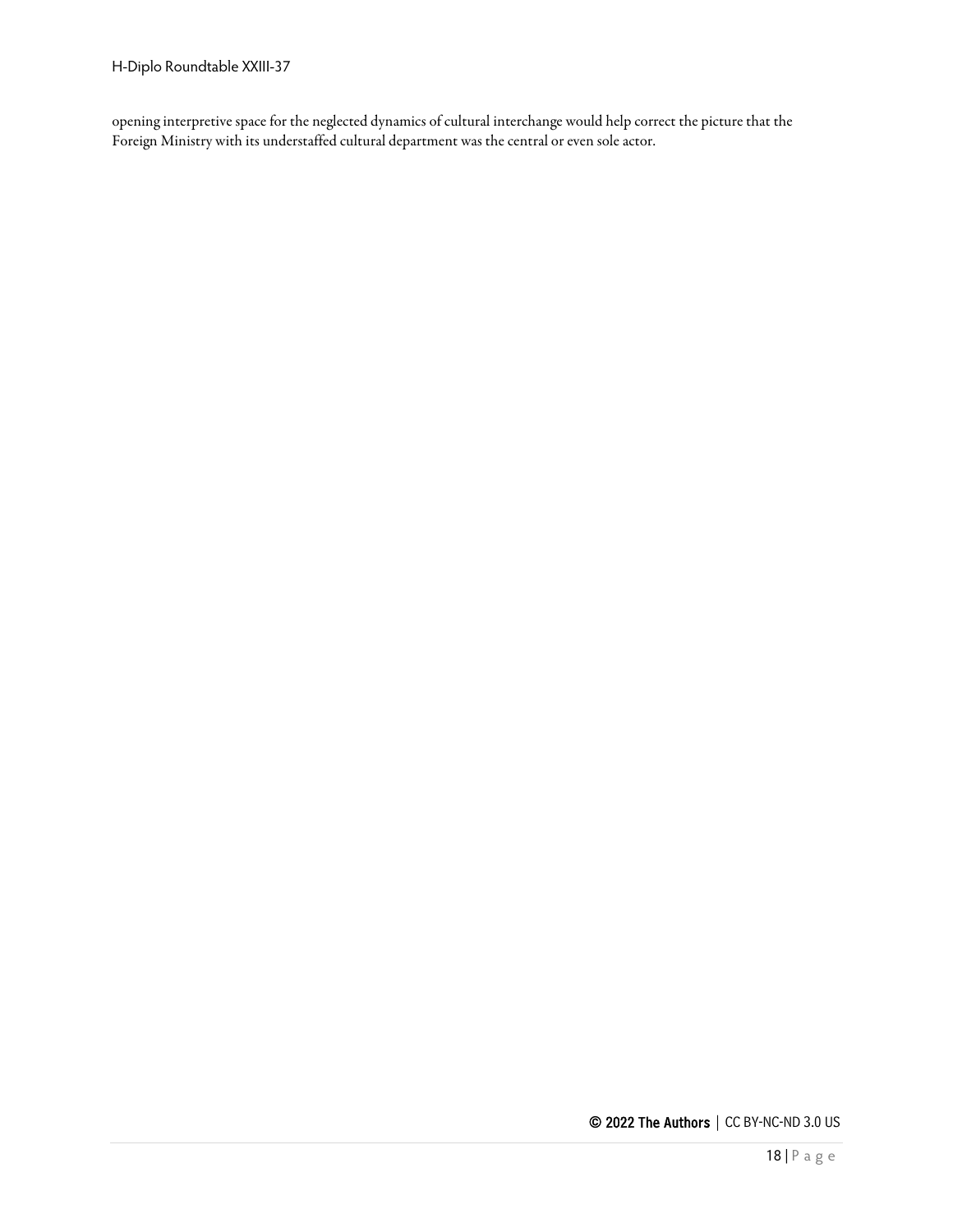opening interpretive space for the neglected dynamics of cultural interchange would help correct the picture that the Foreign Ministry with its understaffed cultural department was the central or even sole actor.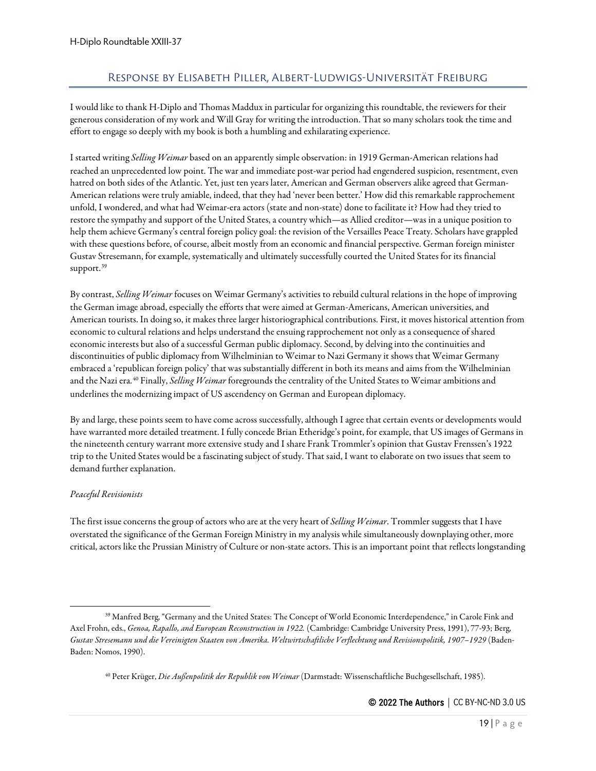## Response by Elisabeth Piller, Albert-Ludwigs-Universität Freiburg

I would like to thank H-Diplo and Thomas Maddux in particular for organizing this roundtable, the reviewers for their generous consideration of my work and Will Gray for writing the introduction. That so many scholars took the time and effort to engage so deeply with my book is both a humbling and exhilarating experience.

I started writing *Selling Weimar* based on an apparently simple observation: in 1919 German-American relations had reached an unprecedented low point. The war and immediate post-war period had engendered suspicion, resentment, even hatred on both sides of the Atlantic. Yet, just ten years later, American and German observers alike agreed that German-American relations were truly amiable, indeed, that they had 'never been better.' How did this remarkable rapprochement unfold, I wondered, and what had Weimar-era actors (state and non-state) done to facilitate it? How had they tried to restore the sympathy and support of the United States, a country which—as Allied creditor—was in a unique position to help them achieve Germany's central foreign policy goal: the revision of the Versailles Peace Treaty. Scholars have grappled with these questions before, of course, albeit mostly from an economic and financial perspective. German foreign minister Gustav Stresemann, for example, systematically and ultimately successfully courted the United States for its financial support.[39]

By contrast, *Selling Weimar* focuses on Weimar Germany's activities to rebuild cultural relations in the hope of improving the German image abroad, especially the efforts that were aimed at German-Americans, American universities, and American tourists. In doing so, it makes three larger historiographical contributions. First, it moves historical attention from economic to cultural relations and helps understand the ensuing rapprochement not only as a consequence of shared economic interests but also of a successful German public diplomacy. Second, by delving into the continuities and discontinuities of public diplomacy from Wilhelminian to Weimar to Nazi Germany it shows that Weimar Germany embraced a 'republican foreign policy' that was substantially different in both its means and aims from the Wilhelminian and the Nazi era.[40] Finally, *Selling Weimar* foregrounds the centrality of the United States to Weimar ambitions and underlines the modernizing impact of US ascendency on German and European diplomacy.

By and large, these points seem to have come across successfully, although I agree that certain events or developments would have warranted more detailed treatment. I fully concede Brian Etheridge's point, for example, that US images of Germans in the nineteenth century warrant more extensive study and I share Frank Trommler's opinion that Gustav Frenssen's 1922 trip to the United States would be a fascinating subject of study. That said, I want to elaborate on two issues that seem to demand further explanation.

*Peaceful Revisionists*

The first issue concerns the group of actors who are at the very heart of *Selling Weimar*. Trommler suggests that I have overstated the significance of the German Foreign Ministry in my analysis while simultaneously downplaying other, more critical, actors like the Prussian Ministry of Culture or non-state actors. This is an important point that reflects longstanding

[39] Manfred Berg, "Germany and the United States: The Concept of World Economic Interdependence," in Carole Fink and Axel Frohn, eds., *Genoa, Rapallo, and European Reconstruction in 1922.* (Cambridge: Cambridge University Press, 1991), 77-93; Berg, *Gustav Stresemann und die Vereinigten Staaten von Amerika. Weltwirtschaftliche Verflechtung und Revisionspolitik, 1907–1929* (Baden-Baden: Nomos, 1990).

[40] Peter Krüger, *Die Außenpolitik der Republik von Weimar* (Darmstadt: Wissenschaftliche Buchgesellschaft, 1985).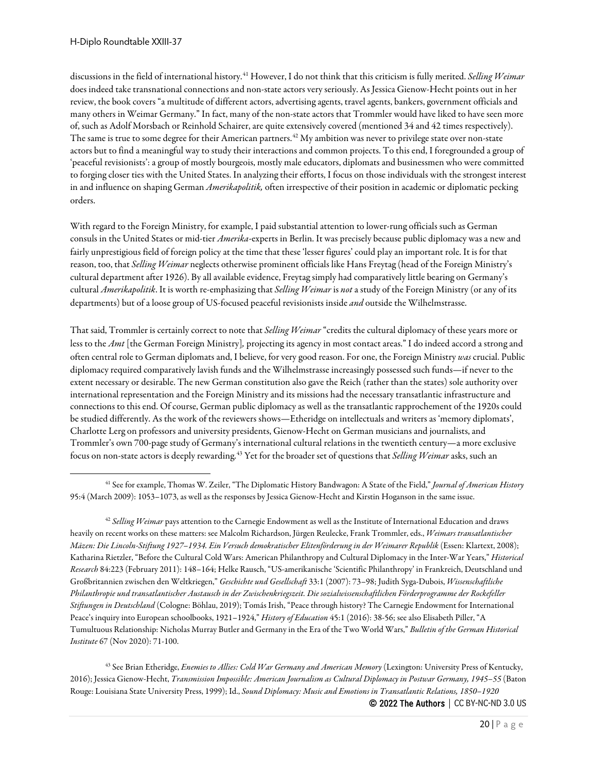discussions in the field of international history.[41] However, I do not think that this criticism is fully merited. *Selling Weimar* does indeed take transnational connections and non-state actors very seriously. As Jessica Gienow-Hecht points out in her review, the book covers "a multitude of different actors, advertising agents, travel agents, bankers, government officials and many others in Weimar Germany." In fact, many of the non-state actors that Trommler would have liked to have seen more of, such as Adolf Morsbach or Reinhold Schairer, are quite extensively covered (mentioned 34 and 42 times respectively). The same is true to some degree for their American partners.[42] My ambition was never to privilege state over non-state actors but to find a meaningful way to study their interactions and common projects. To this end, I foregrounded a group of 'peaceful revisionists': a group of mostly bourgeois, mostly male educators, diplomats and businessmen who were committed to forging closer ties with the United States. In analyzing their efforts, I focus on those individuals with the strongest interest in and influence on shaping German *Amerikapolitik,* often irrespective of their position in academic or diplomatic pecking orders.

With regard to the Foreign Ministry, for example, I paid substantial attention to lower-rung officials such as German consuls in the United States or mid-tier *Amerika*-experts in Berlin. It was precisely because public diplomacy was a new and fairly unprestigious field of foreign policy at the time that these 'lesser figures' could play an important role. It is for that reason, too, that *Selling Weimar* neglects otherwise prominent officials like Hans Freytag (head of the Foreign Ministry's cultural department after 1926). By all available evidence, Freytag simply had comparatively little bearing on Germany's cultural *Amerikapolitik*. It is worth re-emphasizing that *Selling Weimar* is *not* a study of the Foreign Ministry (or any of its departments) but of a loose group of US-focused peaceful revisionists inside *and* outside the Wilhelmstrasse.

That said, Trommler is certainly correct to note that *Selling Weimar* "credits the cultural diplomacy of these years more or less to the *Amt* [the German Foreign Ministry], projecting its agency in most contact areas." I do indeed accord a strong and often central role to German diplomats and, I believe, for very good reason. For one, the Foreign Ministry *was* crucial. Public diplomacy required comparatively lavish funds and the Wilhelmstrasse increasingly possessed such funds—if never to the extent necessary or desirable. The new German constitution also gave the Reich (rather than the states) sole authority over international representation and the Foreign Ministry and its missions had the necessary transatlantic infrastructure and connections to this end. Of course, German public diplomacy as well as the transatlantic rapprochement of the 1920s could be studied differently. As the work of the reviewers shows—Etheridge on intellectuals and writers as 'memory diplomats', Charlotte Lerg on professors and university presidents, Gienow-Hecht on German musicians and journalists, and Trommler's own 700-page study of Germany's international cultural relations in the twentieth century—a more exclusive focus on non-state actors is deeply rewarding.[43] Yet for the broader set of questions that *Selling Weimar* asks, such an

[41] See for example, Thomas W. Zeiler, "The Diplomatic History Bandwagon: A State of the Field," *Journal of American History* 95:4 (March 2009): 1053–1073, as well as the responses by Jessica Gienow-Hecht and Kirstin Hoganson in the same issue.

[42] *Selling Weimar* pays attention to the Carnegie Endowment as well as the Institute of International Education and draws heavily on recent works on these matters: see Malcolm Richardson, Jürgen Reulecke, Frank Trommler, eds., *Weimars transatlantischer Mäzen: Die Lincoln-Stiftung 1927–1934. Ein Versuch demokratischer Elitenförderung in der Weimarer Republik* (Essen: Klartext, 2008); Katharina Rietzler, "Before the Cultural Cold Wars: American Philanthropy and Cultural Diplomacy in the Inter-War Years," *Historical Research* 84:223 (February 2011): 148–164; Helke Rausch, "US-amerikanische 'Scientific Philanthropy' in Frankreich, Deutschland und Großbritannien zwischen den Weltkriegen," *Geschichte und Gesellschaft* 33:1 (2007): 73–98; Judith Syga-Dubois, *Wissenschaftliche Philanthropie und transatlantischer Austausch in der Zwischenkriegszeit. Die sozialwissenschaftlichen Förderprogramme der Rockefeller Stiftungen in Deutschland* (Cologne: Böhlau, 2019); Tomás Irish, "Peace through history? The Carnegie Endowment for International Peace's inquiry into European schoolbooks, 1921–1924," *History of Education* 45:1 (2016): 38-56; see also Elisabeth Piller, "A Tumultuous Relationship: Nicholas Murray Butler and Germany in the Era of the Two World Wars," *Bulletin of the German Historical Institute* 67 (Nov 2020): 71-100.

[43] See Brian Etheridge, *Enemies to Allies: Cold War Germany and American Memory* (Lexington: University Press of Kentucky, 2016); Jessica Gienow-Hecht, *Transmission Impossible: American Journalism as Cultural Diplomacy in Postwar Germany, 1945–55* (Baton Rouge: Louisiana State University Press, 1999); Id., *Sound Diplomacy: Music and Emotions in Transatlantic Relations, 1850–1920*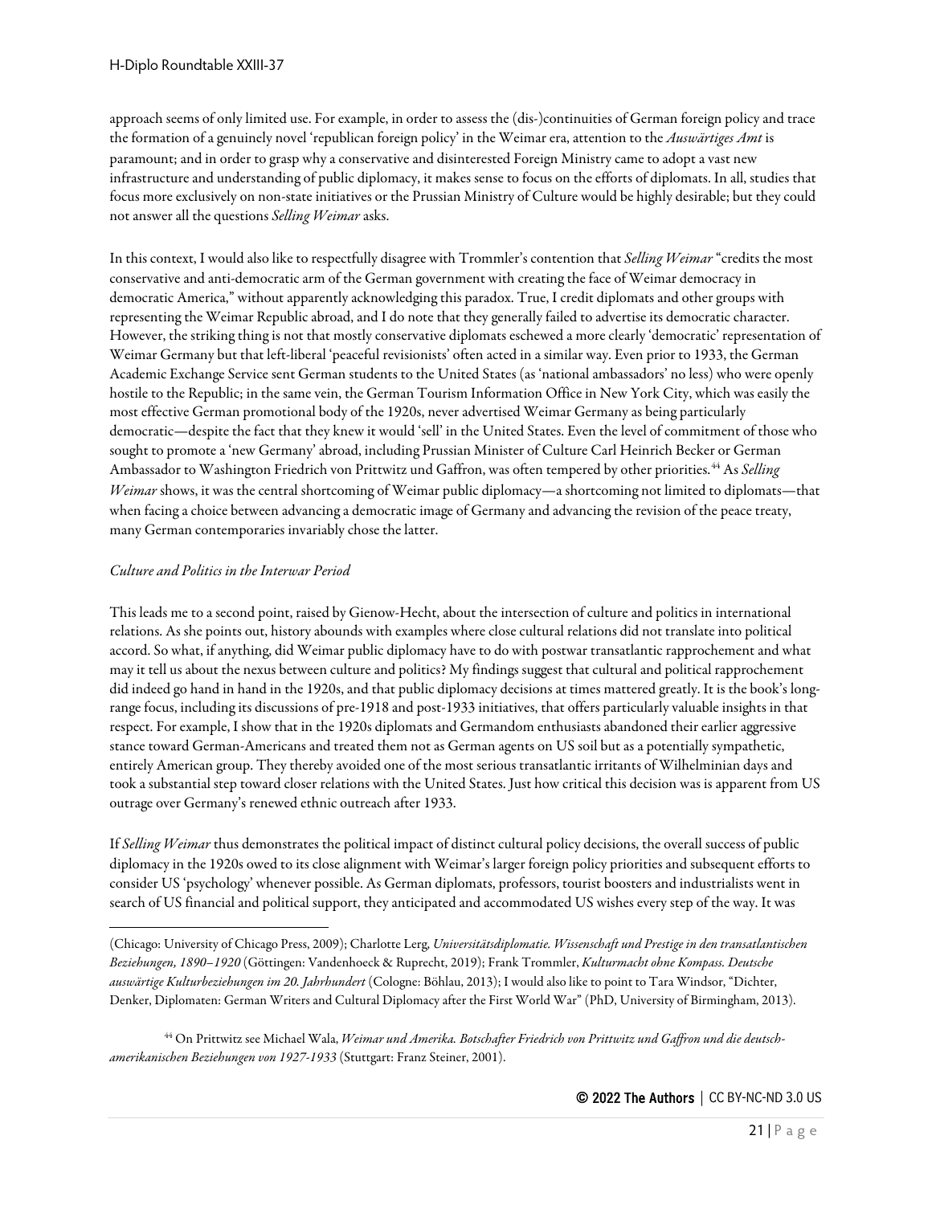approach seems of only limited use. For example, in order to assess the (dis-)continuities of German foreign policy and trace the formation of a genuinely novel 'republican foreign policy' in the Weimar era, attention to the *Auswärtiges Amt* is paramount; and in order to grasp why a conservative and disinterested Foreign Ministry came to adopt a vast new infrastructure and understanding of public diplomacy, it makes sense to focus on the efforts of diplomats. In all, studies that focus more exclusively on non-state initiatives or the Prussian Ministry of Culture would be highly desirable; but they could not answer all the questions *Selling Weimar* asks.

In this context, I would also like to respectfully disagree with Trommler's contention that *Selling Weimar* "credits the most conservative and anti-democratic arm of the German government with creating the face of Weimar democracy in democratic America," without apparently acknowledging this paradox. True, I credit diplomats and other groups with representing the Weimar Republic abroad, and I do note that they generally failed to advertise its democratic character. However, the striking thing is not that mostly conservative diplomats eschewed a more clearly 'democratic' representation of Weimar Germany but that left-liberal 'peaceful revisionists' often acted in a similar way. Even prior to 1933, the German Academic Exchange Service sent German students to the United States (as 'national ambassadors' no less) who were openly hostile to the Republic; in the same vein, the German Tourism Information Office in New York City, which was easily the most effective German promotional body of the 1920s, never advertised Weimar Germany as being particularly democratic—despite the fact that they knew it would 'sell' in the United States. Even the level of commitment of those who sought to promote a 'new Germany' abroad, including Prussian Minister of Culture Carl Heinrich Becker or German Ambassador to Washington Friedrich von Prittwitz und Gaffron, was often tempered by other priorities.[44] As *Selling Weimar* shows, it was the central shortcoming of Weimar public diplomacy—a shortcoming not limited to diplomats—that when facing a choice between advancing a democratic image of Germany and advancing the revision of the peace treaty, many German contemporaries invariably chose the latter.

*Culture and Politics in the Interwar Period*

This leads me to a second point, raised by Gienow-Hecht, about the intersection of culture and politics in international relations. As she points out, history abounds with examples where close cultural relations did not translate into political accord. So what, if anything, did Weimar public diplomacy have to do with postwar transatlantic rapprochement and what may it tell us about the nexus between culture and politics? My findings suggest that cultural and political rapprochement did indeed go hand in hand in the 1920s, and that public diplomacy decisions at times mattered greatly. It is the book's long-range focus, including its discussions of pre-1918 and post-1933 initiatives, that offers particularly valuable insights in that respect. For example, I show that in the 1920s diplomats and Germandom enthusiasts abandoned their earlier aggressive stance toward German-Americans and treated them not as German agents on US soil but as a potentially sympathetic, entirely American group. They thereby avoided one of the most serious transatlantic irritants of Wilhelminian days and took a substantial step toward closer relations with the United States. Just how critical this decision was is apparent from US outrage over Germany's renewed ethnic outreach after 1933.

If *Selling Weimar* thus demonstrates the political impact of distinct cultural policy decisions, the overall success of public diplomacy in the 1920s owed to its close alignment with Weimar's larger foreign policy priorities and subsequent efforts to consider US 'psychology' whenever possible. As German diplomats, professors, tourist boosters and industrialists went in search of US financial and political support, they anticipated and accommodated US wishes every step of the way. It was

---

(Chicago: University of Chicago Press, 2009); Charlotte Lerg, *Universitätsdiplomatie. Wissenschaft und Prestige in den transatlantischen Beziehungen, 1890–1920* (Göttingen: Vandenhoeck & Ruprecht, 2019); Frank Trommler, *Kulturmacht ohne Kompass. Deutsche auswärtige Kulturbeziehungen im 20. Jahrhundert* (Cologne: Böhlau, 2013); I would also like to point to Tara Windsor, "Dichter, Denker, Diplomaten: German Writers and Cultural Diplomacy after the First World War" (PhD, University of Birmingham, 2013).

[44] On Prittwitz see Michael Wala, *Weimar und Amerika. Botschafter Friedrich von Prittwitz und Gaffron und die deutsch-amerikanischen Beziehungen von 1927-1933* (Stuttgart: Franz Steiner, 2001).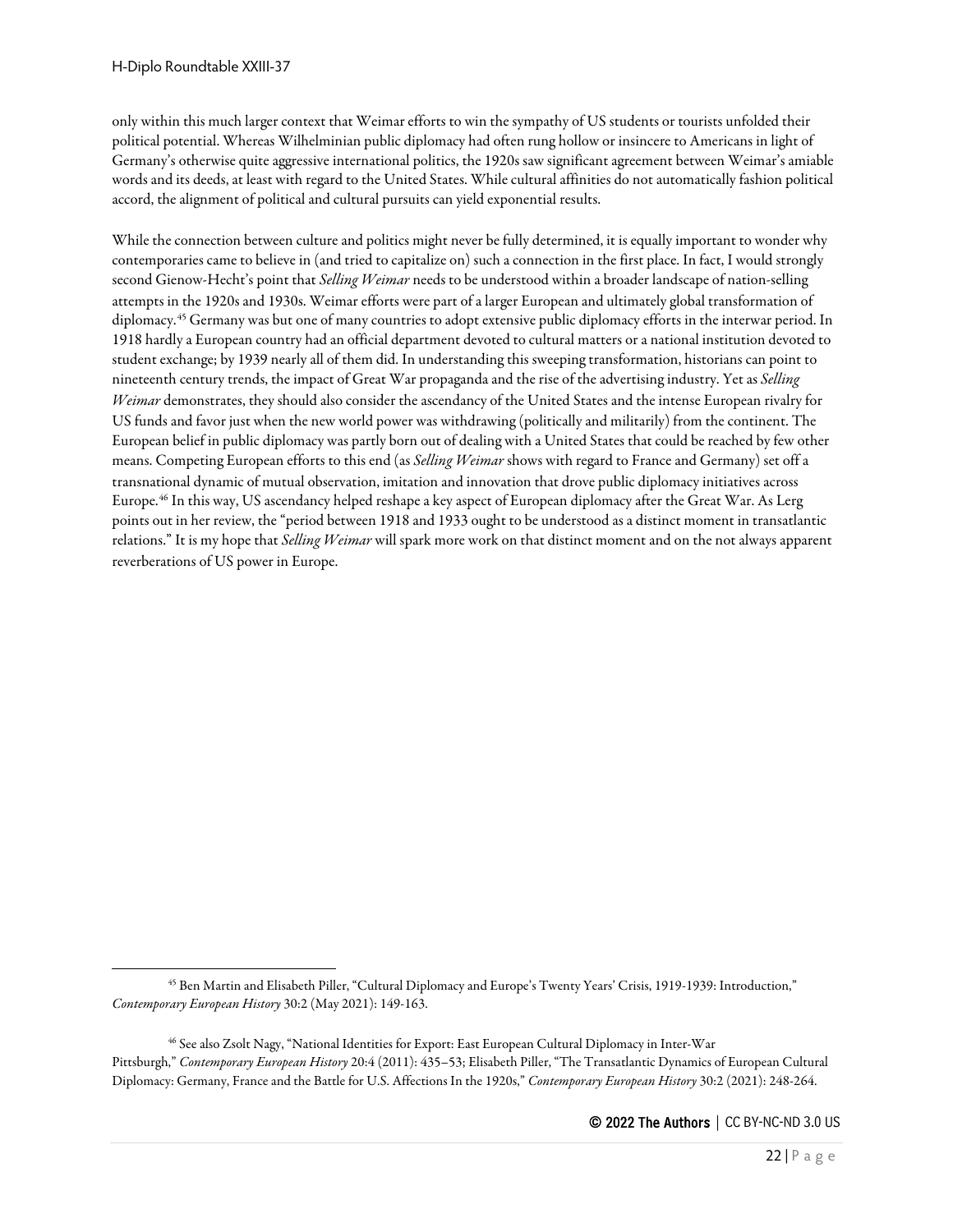only within this much larger context that Weimar efforts to win the sympathy of US students or tourists unfolded their political potential. Whereas Wilhelminian public diplomacy had often rung hollow or insincere to Americans in light of Germany's otherwise quite aggressive international politics, the 1920s saw significant agreement between Weimar's amiable words and its deeds, at least with regard to the United States. While cultural affinities do not automatically fashion political accord, the alignment of political and cultural pursuits can yield exponential results.

While the connection between culture and politics might never be fully determined, it is equally important to wonder why contemporaries came to believe in (and tried to capitalize on) such a connection in the first place. In fact, I would strongly second Gienow-Hecht's point that *Selling Weimar* needs to be understood within a broader landscape of nation-selling attempts in the 1920s and 1930s. Weimar efforts were part of a larger European and ultimately global transformation of diplomacy.[45] Germany was but one of many countries to adopt extensive public diplomacy efforts in the interwar period. In 1918 hardly a European country had an official department devoted to cultural matters or a national institution devoted to student exchange; by 1939 nearly all of them did. In understanding this sweeping transformation, historians can point to nineteenth century trends, the impact of Great War propaganda and the rise of the advertising industry. Yet as *Selling Weimar* demonstrates, they should also consider the ascendancy of the United States and the intense European rivalry for US funds and favor just when the new world power was withdrawing (politically and militarily) from the continent. The European belief in public diplomacy was partly born out of dealing with a United States that could be reached by few other means. Competing European efforts to this end (as *Selling Weimar* shows with regard to France and Germany) set off a transnational dynamic of mutual observation, imitation and innovation that drove public diplomacy initiatives across Europe.[46] In this way, US ascendancy helped reshape a key aspect of European diplomacy after the Great War. As Lerg points out in her review, the "period between 1918 and 1933 ought to be understood as a distinct moment in transatlantic relations." It is my hope that *Selling Weimar* will spark more work on that distinct moment and on the not always apparent reverberations of US power in Europe.

---

[45] Ben Martin and Elisabeth Piller, "Cultural Diplomacy and Europe's Twenty Years' Crisis, 1919-1939: Introduction," *Contemporary European History* 30:2 (May 2021): 149-163.

[46] See also Zsolt Nagy, "National Identities for Export: East European Cultural Diplomacy in Inter-War Pittsburgh," *Contemporary European History* 20:4 (2011): 435–53; Elisabeth Piller, "The Transatlantic Dynamics of European Cultural Diplomacy: Germany, France and the Battle for U.S. Affections In the 1920s," *Contemporary European History* 30:2 (2021): 248-264.

© 2022 The Authors | CC BY-NC-ND 3.0 US